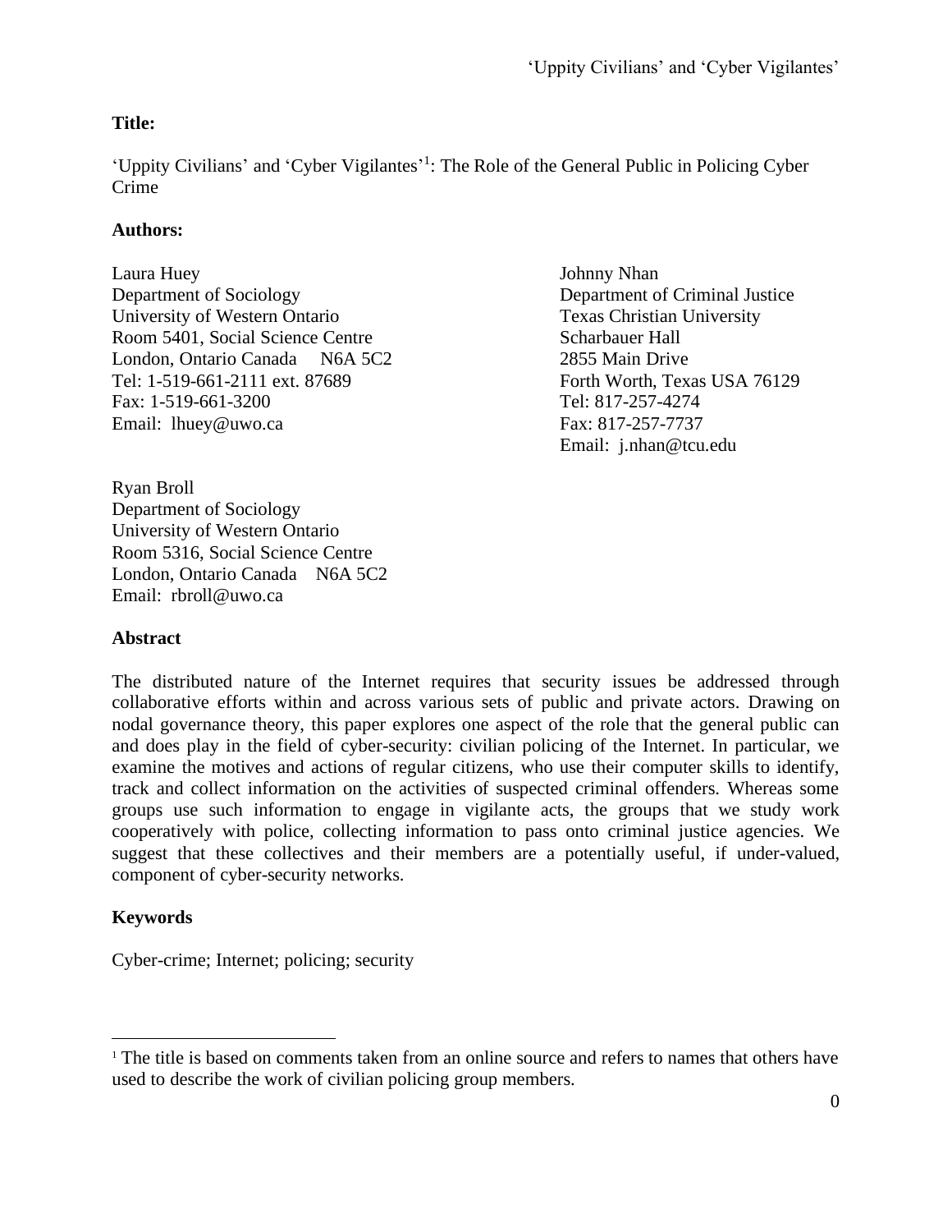**Title:**

'Uppity Civilians' and 'Cyber Vigilantes'[1]: The Role of the General Public in Policing Cyber Crime

**Authors:**

Laura Huey
Department of Sociology
University of Western Ontario
Room 5401, Social Science Centre
London, Ontario Canada N6A 5C2
Tel: 1-519-661-2111 ext. 87689
Fax: 1-519-661-3200
Email: lhuey@uwo.ca

Johnny Nhan
Department of Criminal Justice
Texas Christian University
Scharbauer Hall
2855 Main Drive
Forth Worth, Texas USA 76129
Tel: 817-257-4274
Fax: 817-257-7737
Email: j.nhan@tcu.edu

Ryan Broll
Department of Sociology
University of Western Ontario
Room 5316, Social Science Centre
London, Ontario Canada N6A 5C2
Email: rbroll@uwo.ca

**Abstract**

The distributed nature of the Internet requires that security issues be addressed through collaborative efforts within and across various sets of public and private actors. Drawing on nodal governance theory, this paper explores one aspect of the role that the general public can and does play in the field of cyber-security: civilian policing of the Internet. In particular, we examine the motives and actions of regular citizens, who use their computer skills to identify, track and collect information on the activities of suspected criminal offenders. Whereas some groups use such information to engage in vigilante acts, the groups that we study work cooperatively with police, collecting information to pass onto criminal justice agencies. We suggest that these collectives and their members are a potentially useful, if under-valued, component of cyber-security networks.

**Keywords**

Cyber-crime; Internet; policing; security

[1] The title is based on comments taken from an online source and refers to names that others have used to describe the work of civilian policing group members.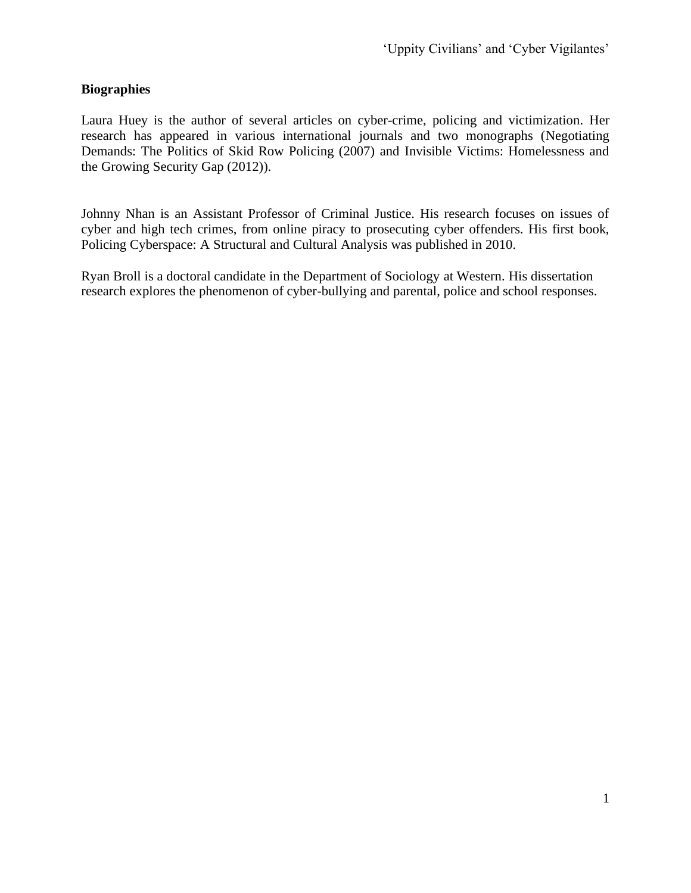**Biographies**

Laura Huey is the author of several articles on cyber-crime, policing and victimization. Her research has appeared in various international journals and two monographs (Negotiating Demands: The Politics of Skid Row Policing (2007) and Invisible Victims: Homelessness and the Growing Security Gap (2012)).

Johnny Nhan is an Assistant Professor of Criminal Justice. His research focuses on issues of cyber and high tech crimes, from online piracy to prosecuting cyber offenders. His first book, Policing Cyberspace: A Structural and Cultural Analysis was published in 2010.

Ryan Broll is a doctoral candidate in the Department of Sociology at Western. His dissertation research explores the phenomenon of cyber-bullying and parental, police and school responses.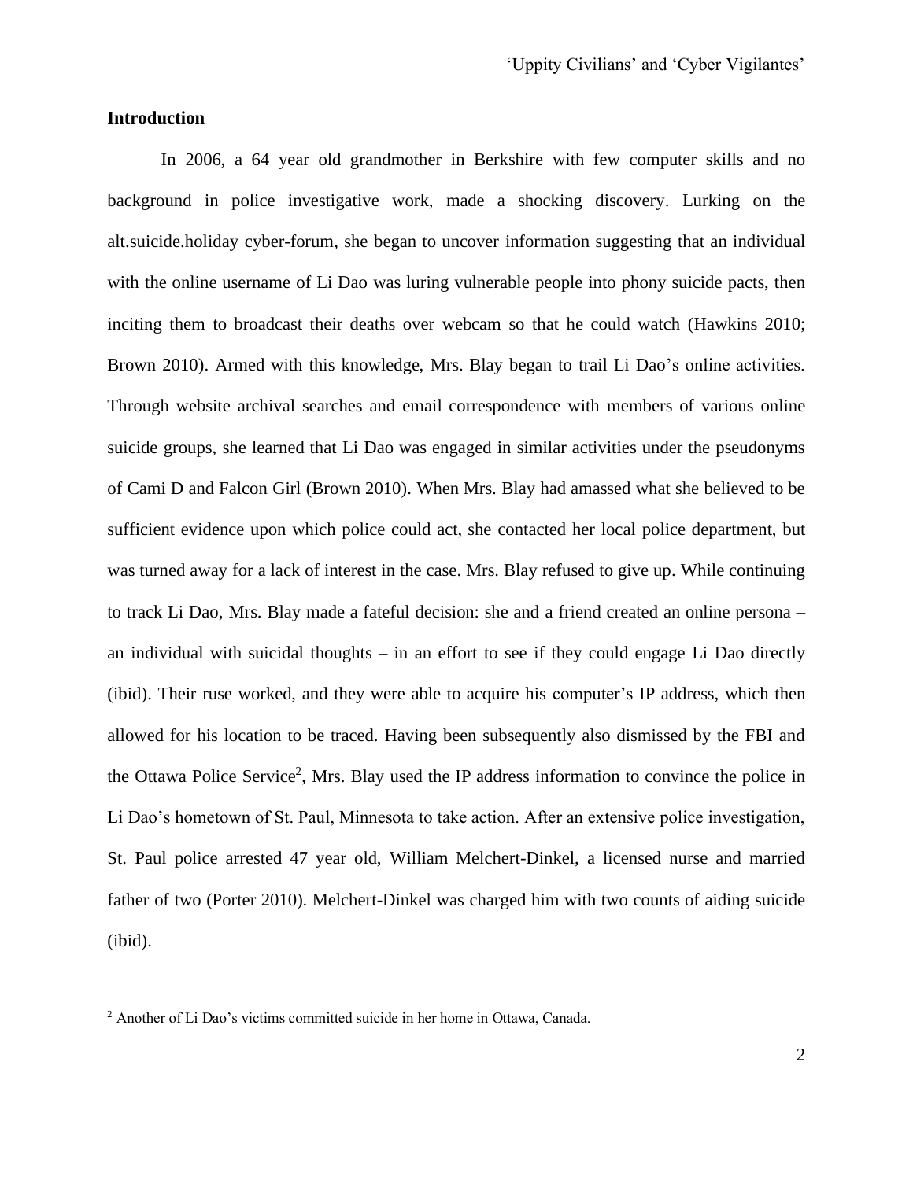## Introduction

In 2006, a 64 year old grandmother in Berkshire with few computer skills and no background in police investigative work, made a shocking discovery. Lurking on the alt.suicide.holiday cyber-forum, she began to uncover information suggesting that an individual with the online username of Li Dao was luring vulnerable people into phony suicide pacts, then inciting them to broadcast their deaths over webcam so that he could watch (Hawkins 2010; Brown 2010). Armed with this knowledge, Mrs. Blay began to trail Li Dao's online activities. Through website archival searches and email correspondence with members of various online suicide groups, she learned that Li Dao was engaged in similar activities under the pseudonyms of Cami D and Falcon Girl (Brown 2010). When Mrs. Blay had amassed what she believed to be sufficient evidence upon which police could act, she contacted her local police department, but was turned away for a lack of interest in the case. Mrs. Blay refused to give up. While continuing to track Li Dao, Mrs. Blay made a fateful decision: she and a friend created an online persona – an individual with suicidal thoughts – in an effort to see if they could engage Li Dao directly (ibid). Their ruse worked, and they were able to acquire his computer's IP address, which then allowed for his location to be traced. Having been subsequently also dismissed by the FBI and the Ottawa Police Service[2], Mrs. Blay used the IP address information to convince the police in Li Dao's hometown of St. Paul, Minnesota to take action. After an extensive police investigation, St. Paul police arrested 47 year old, William Melchert-Dinkel, a licensed nurse and married father of two (Porter 2010). Melchert-Dinkel was charged him with two counts of aiding suicide (ibid).

[2] Another of Li Dao's victims committed suicide in her home in Ottawa, Canada.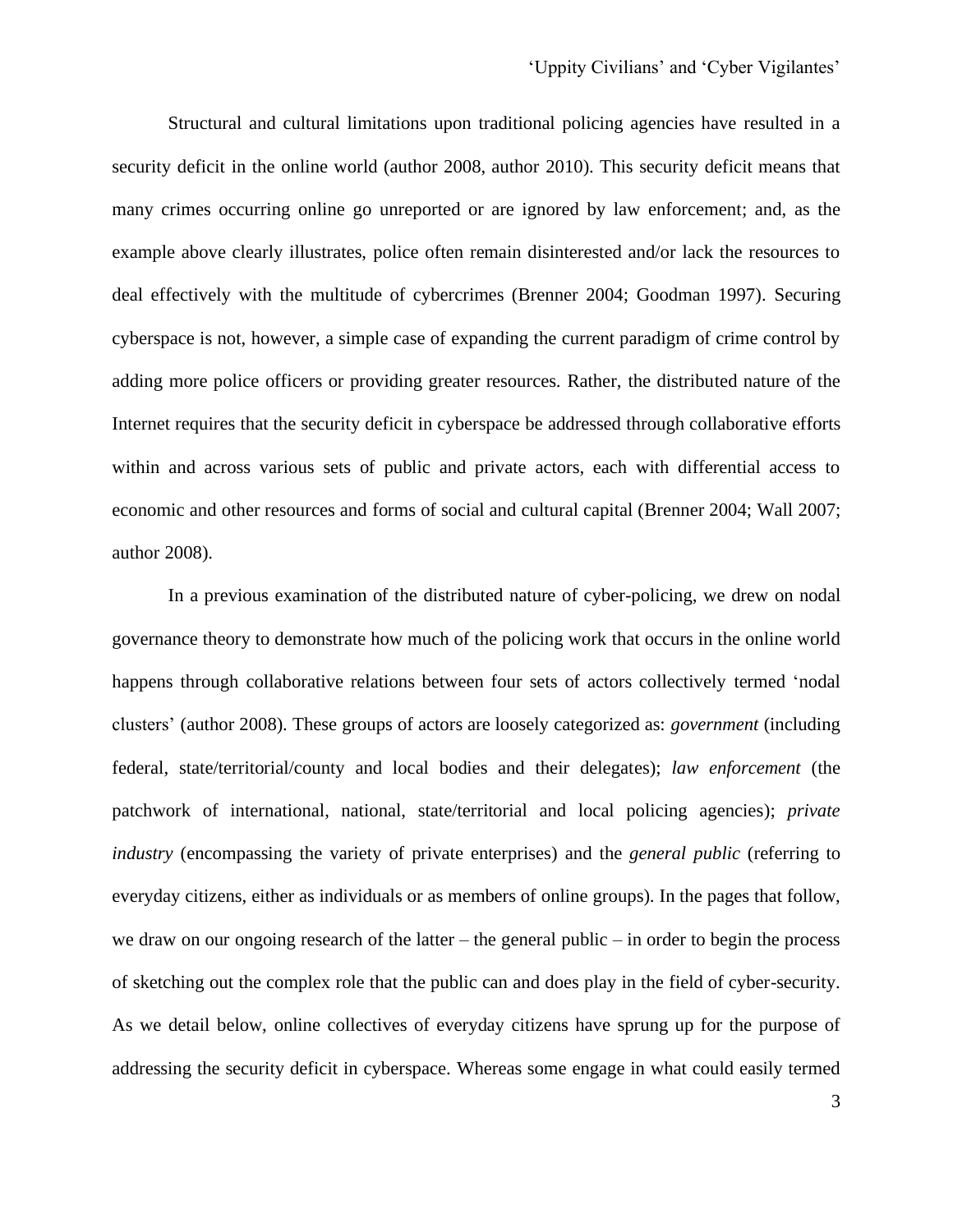Structural and cultural limitations upon traditional policing agencies have resulted in a security deficit in the online world (author 2008, author 2010). This security deficit means that many crimes occurring online go unreported or are ignored by law enforcement; and, as the example above clearly illustrates, police often remain disinterested and/or lack the resources to deal effectively with the multitude of cybercrimes (Brenner 2004; Goodman 1997). Securing cyberspace is not, however, a simple case of expanding the current paradigm of crime control by adding more police officers or providing greater resources. Rather, the distributed nature of the Internet requires that the security deficit in cyberspace be addressed through collaborative efforts within and across various sets of public and private actors, each with differential access to economic and other resources and forms of social and cultural capital (Brenner 2004; Wall 2007; author 2008).

In a previous examination of the distributed nature of cyber-policing, we drew on nodal governance theory to demonstrate how much of the policing work that occurs in the online world happens through collaborative relations between four sets of actors collectively termed 'nodal clusters' (author 2008). These groups of actors are loosely categorized as: *government* (including federal, state/territorial/county and local bodies and their delegates); *law enforcement* (the patchwork of international, national, state/territorial and local policing agencies); *private industry* (encompassing the variety of private enterprises) and the *general public* (referring to everyday citizens, either as individuals or as members of online groups). In the pages that follow, we draw on our ongoing research of the latter – the general public – in order to begin the process of sketching out the complex role that the public can and does play in the field of cyber-security. As we detail below, online collectives of everyday citizens have sprung up for the purpose of addressing the security deficit in cyberspace. Whereas some engage in what could easily termed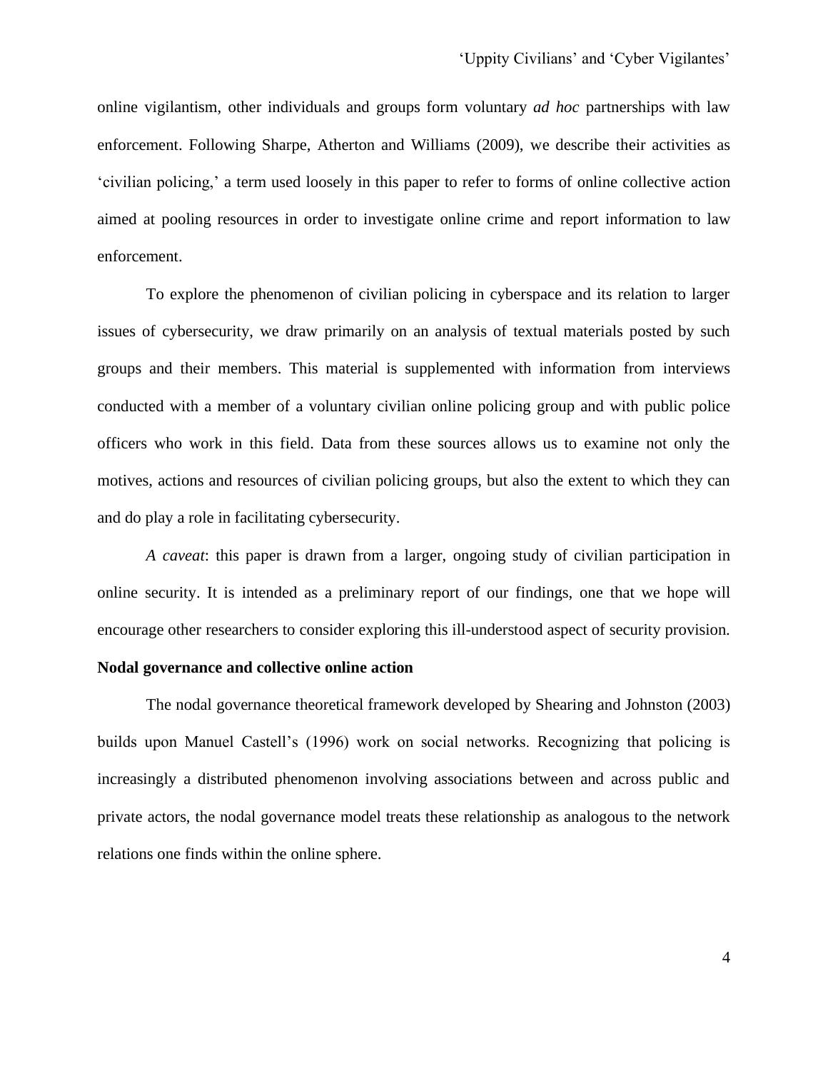online vigilantism, other individuals and groups form voluntary *ad hoc* partnerships with law enforcement. Following Sharpe, Atherton and Williams (2009), we describe their activities as 'civilian policing,' a term used loosely in this paper to refer to forms of online collective action aimed at pooling resources in order to investigate online crime and report information to law enforcement.

To explore the phenomenon of civilian policing in cyberspace and its relation to larger issues of cybersecurity, we draw primarily on an analysis of textual materials posted by such groups and their members. This material is supplemented with information from interviews conducted with a member of a voluntary civilian online policing group and with public police officers who work in this field. Data from these sources allows us to examine not only the motives, actions and resources of civilian policing groups, but also the extent to which they can and do play a role in facilitating cybersecurity.

*A caveat*: this paper is drawn from a larger, ongoing study of civilian participation in online security. It is intended as a preliminary report of our findings, one that we hope will encourage other researchers to consider exploring this ill-understood aspect of security provision.

**Nodal governance and collective online action**

The nodal governance theoretical framework developed by Shearing and Johnston (2003) builds upon Manuel Castell's (1996) work on social networks. Recognizing that policing is increasingly a distributed phenomenon involving associations between and across public and private actors, the nodal governance model treats these relationship as analogous to the network relations one finds within the online sphere.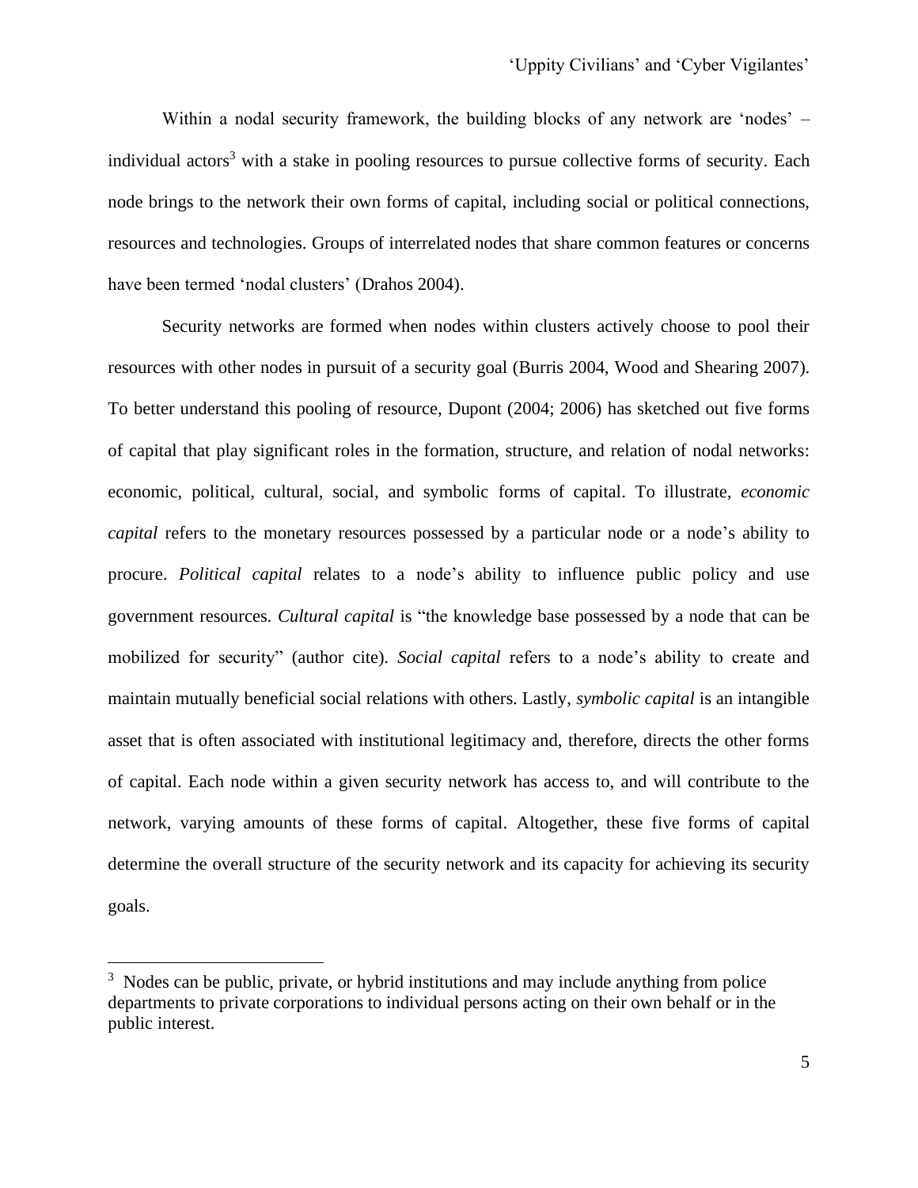Within a nodal security framework, the building blocks of any network are 'nodes' – individual actors[3] with a stake in pooling resources to pursue collective forms of security. Each node brings to the network their own forms of capital, including social or political connections, resources and technologies. Groups of interrelated nodes that share common features or concerns have been termed 'nodal clusters' (Drahos 2004).

Security networks are formed when nodes within clusters actively choose to pool their resources with other nodes in pursuit of a security goal (Burris 2004, Wood and Shearing 2007). To better understand this pooling of resource, Dupont (2004; 2006) has sketched out five forms of capital that play significant roles in the formation, structure, and relation of nodal networks: economic, political, cultural, social, and symbolic forms of capital. To illustrate, *economic capital* refers to the monetary resources possessed by a particular node or a node's ability to procure. *Political capital* relates to a node's ability to influence public policy and use government resources. *Cultural capital* is "the knowledge base possessed by a node that can be mobilized for security" (author cite). *Social capital* refers to a node's ability to create and maintain mutually beneficial social relations with others. Lastly, *symbolic capital* is an intangible asset that is often associated with institutional legitimacy and, therefore, directs the other forms of capital. Each node within a given security network has access to, and will contribute to the network, varying amounts of these forms of capital. Altogether, these five forms of capital determine the overall structure of the security network and its capacity for achieving its security goals.

[3] Nodes can be public, private, or hybrid institutions and may include anything from police departments to private corporations to individual persons acting on their own behalf or in the public interest.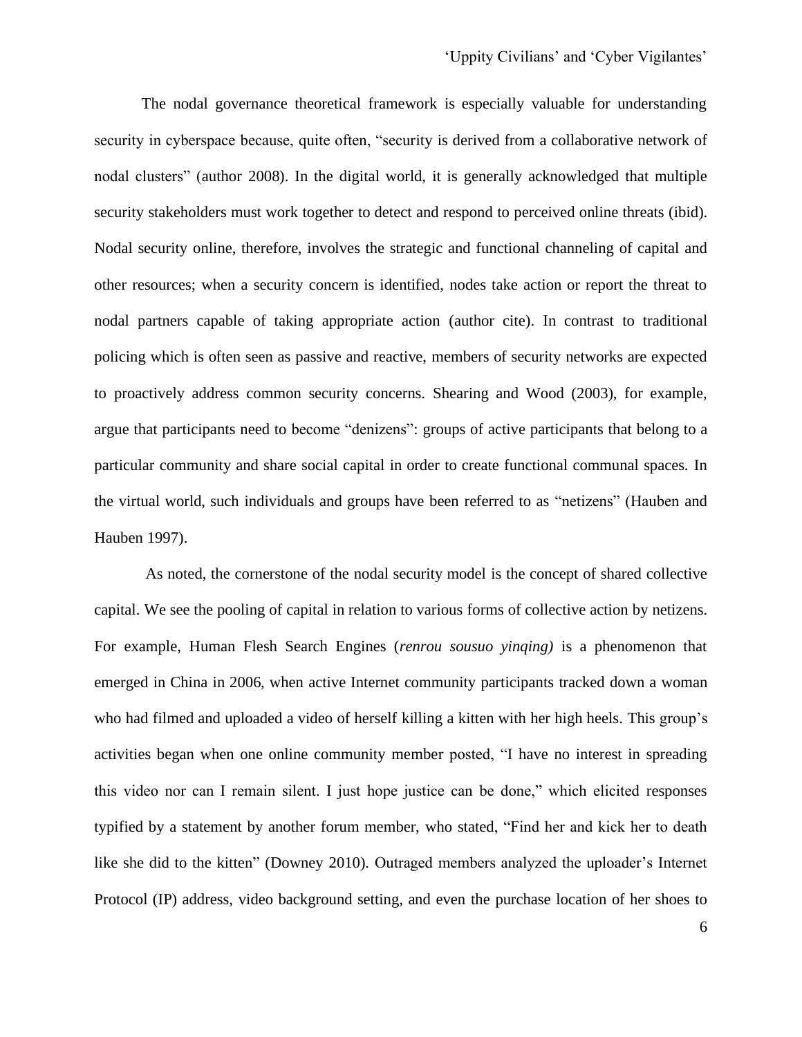The nodal governance theoretical framework is especially valuable for understanding security in cyberspace because, quite often, "security is derived from a collaborative network of nodal clusters" (author 2008). In the digital world, it is generally acknowledged that multiple security stakeholders must work together to detect and respond to perceived online threats (ibid). Nodal security online, therefore, involves the strategic and functional channeling of capital and other resources; when a security concern is identified, nodes take action or report the threat to nodal partners capable of taking appropriate action (author cite). In contrast to traditional policing which is often seen as passive and reactive, members of security networks are expected to proactively address common security concerns. Shearing and Wood (2003), for example, argue that participants need to become "denizens": groups of active participants that belong to a particular community and share social capital in order to create functional communal spaces. In the virtual world, such individuals and groups have been referred to as "netizens" (Hauben and Hauben 1997).

As noted, the cornerstone of the nodal security model is the concept of shared collective capital. We see the pooling of capital in relation to various forms of collective action by netizens. For example, Human Flesh Search Engines (*renrou sousuo yinqing)* is a phenomenon that emerged in China in 2006, when active Internet community participants tracked down a woman who had filmed and uploaded a video of herself killing a kitten with her high heels. This group's activities began when one online community member posted, "I have no interest in spreading this video nor can I remain silent. I just hope justice can be done," which elicited responses typified by a statement by another forum member, who stated, "Find her and kick her to death like she did to the kitten" (Downey 2010). Outraged members analyzed the uploader's Internet Protocol (IP) address, video background setting, and even the purchase location of her shoes to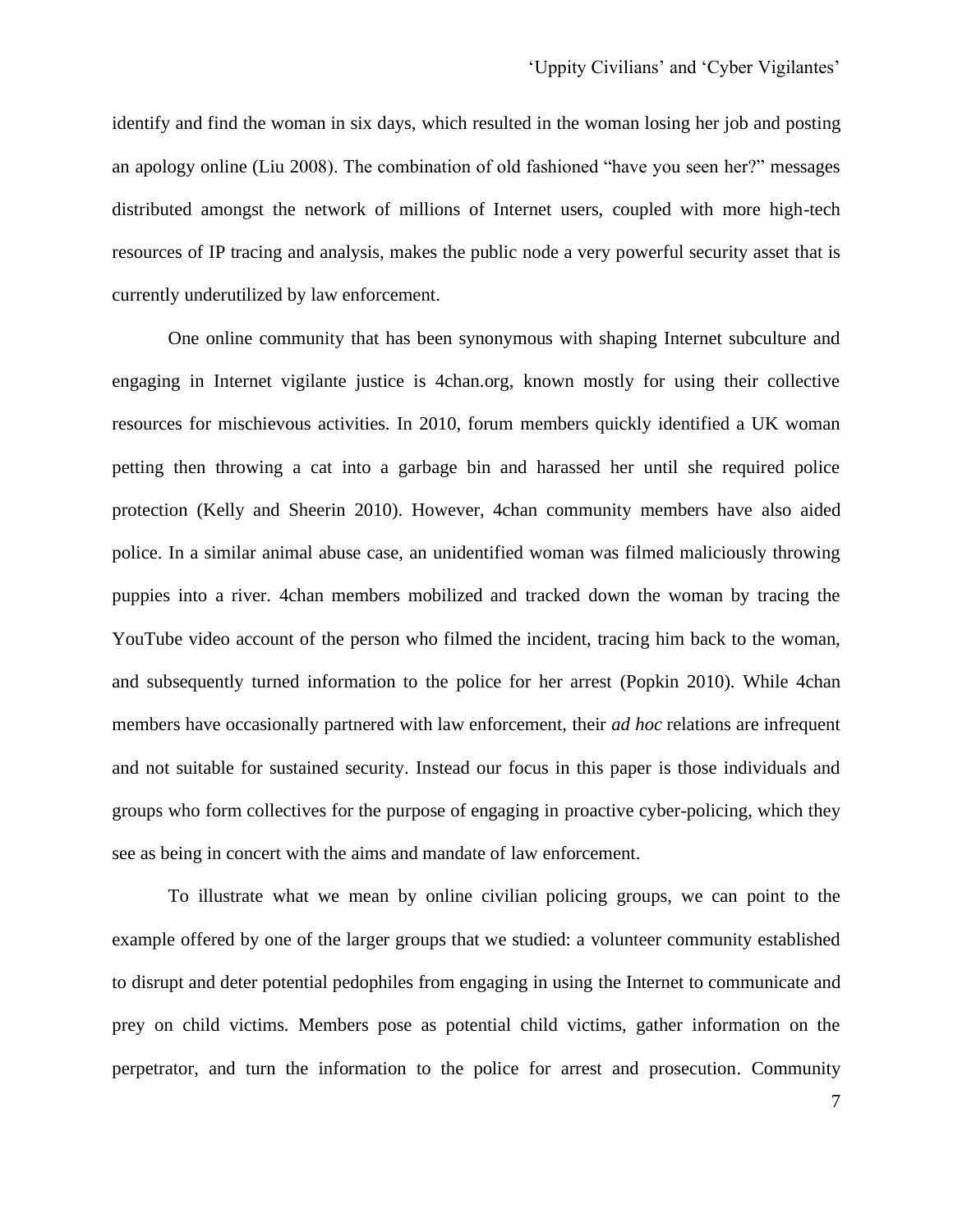identify and find the woman in six days, which resulted in the woman losing her job and posting an apology online (Liu 2008). The combination of old fashioned "have you seen her?" messages distributed amongst the network of millions of Internet users, coupled with more high-tech resources of IP tracing and analysis, makes the public node a very powerful security asset that is currently underutilized by law enforcement.

One online community that has been synonymous with shaping Internet subculture and engaging in Internet vigilante justice is 4chan.org, known mostly for using their collective resources for mischievous activities. In 2010, forum members quickly identified a UK woman petting then throwing a cat into a garbage bin and harassed her until she required police protection (Kelly and Sheerin 2010). However, 4chan community members have also aided police. In a similar animal abuse case, an unidentified woman was filmed maliciously throwing puppies into a river. 4chan members mobilized and tracked down the woman by tracing the YouTube video account of the person who filmed the incident, tracing him back to the woman, and subsequently turned information to the police for her arrest (Popkin 2010). While 4chan members have occasionally partnered with law enforcement, their *ad hoc* relations are infrequent and not suitable for sustained security. Instead our focus in this paper is those individuals and groups who form collectives for the purpose of engaging in proactive cyber-policing, which they see as being in concert with the aims and mandate of law enforcement.

To illustrate what we mean by online civilian policing groups, we can point to the example offered by one of the larger groups that we studied: a volunteer community established to disrupt and deter potential pedophiles from engaging in using the Internet to communicate and prey on child victims. Members pose as potential child victims, gather information on the perpetrator, and turn the information to the police for arrest and prosecution. Community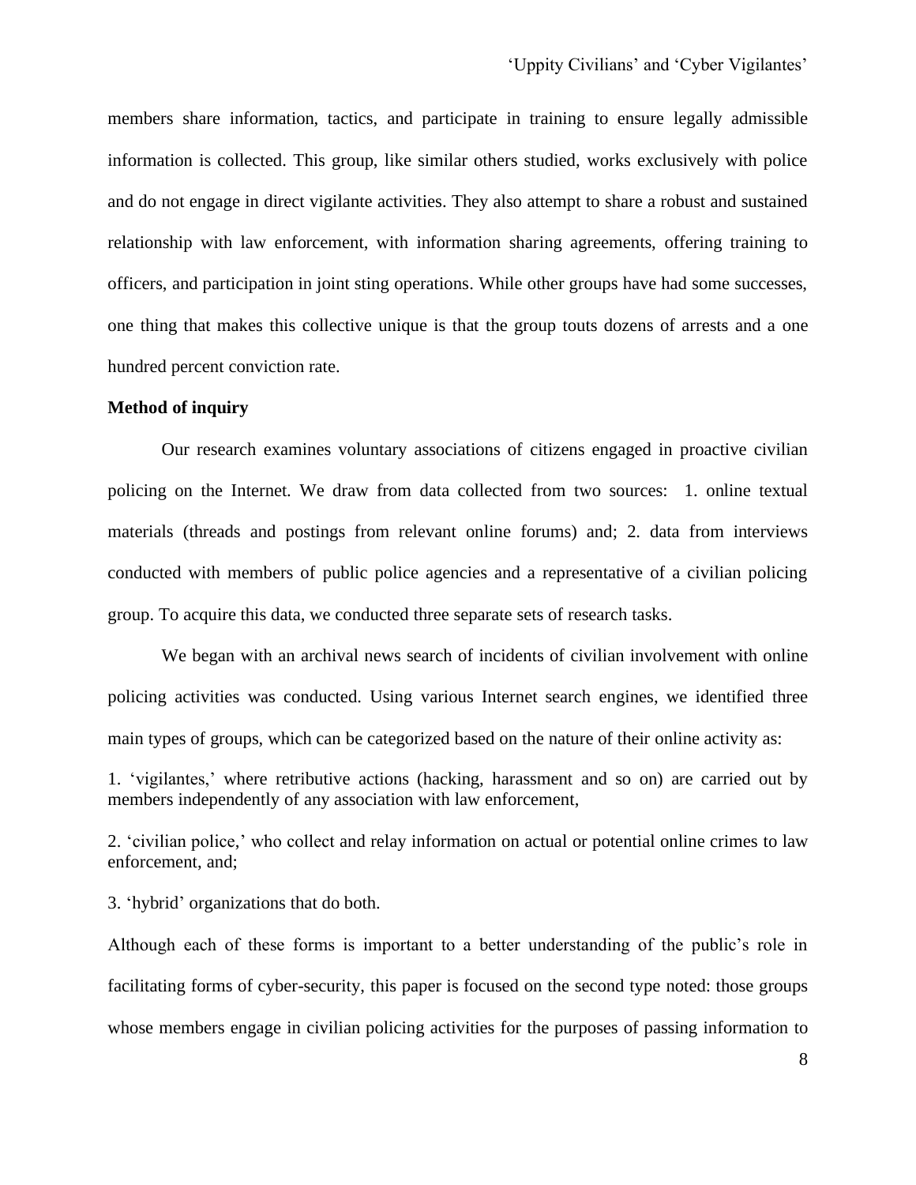members share information, tactics, and participate in training to ensure legally admissible information is collected. This group, like similar others studied, works exclusively with police and do not engage in direct vigilante activities. They also attempt to share a robust and sustained relationship with law enforcement, with information sharing agreements, offering training to officers, and participation in joint sting operations. While other groups have had some successes, one thing that makes this collective unique is that the group touts dozens of arrests and a one hundred percent conviction rate.

**Method of inquiry**

Our research examines voluntary associations of citizens engaged in proactive civilian policing on the Internet. We draw from data collected from two sources: 1. online textual materials (threads and postings from relevant online forums) and; 2. data from interviews conducted with members of public police agencies and a representative of a civilian policing group. To acquire this data, we conducted three separate sets of research tasks.

We began with an archival news search of incidents of civilian involvement with online policing activities was conducted. Using various Internet search engines, we identified three main types of groups, which can be categorized based on the nature of their online activity as:

1. 'vigilantes,' where retributive actions (hacking, harassment and so on) are carried out by members independently of any association with law enforcement,

2. 'civilian police,' who collect and relay information on actual or potential online crimes to law enforcement, and;

3. 'hybrid' organizations that do both.

Although each of these forms is important to a better understanding of the public's role in facilitating forms of cyber-security, this paper is focused on the second type noted: those groups whose members engage in civilian policing activities for the purposes of passing information to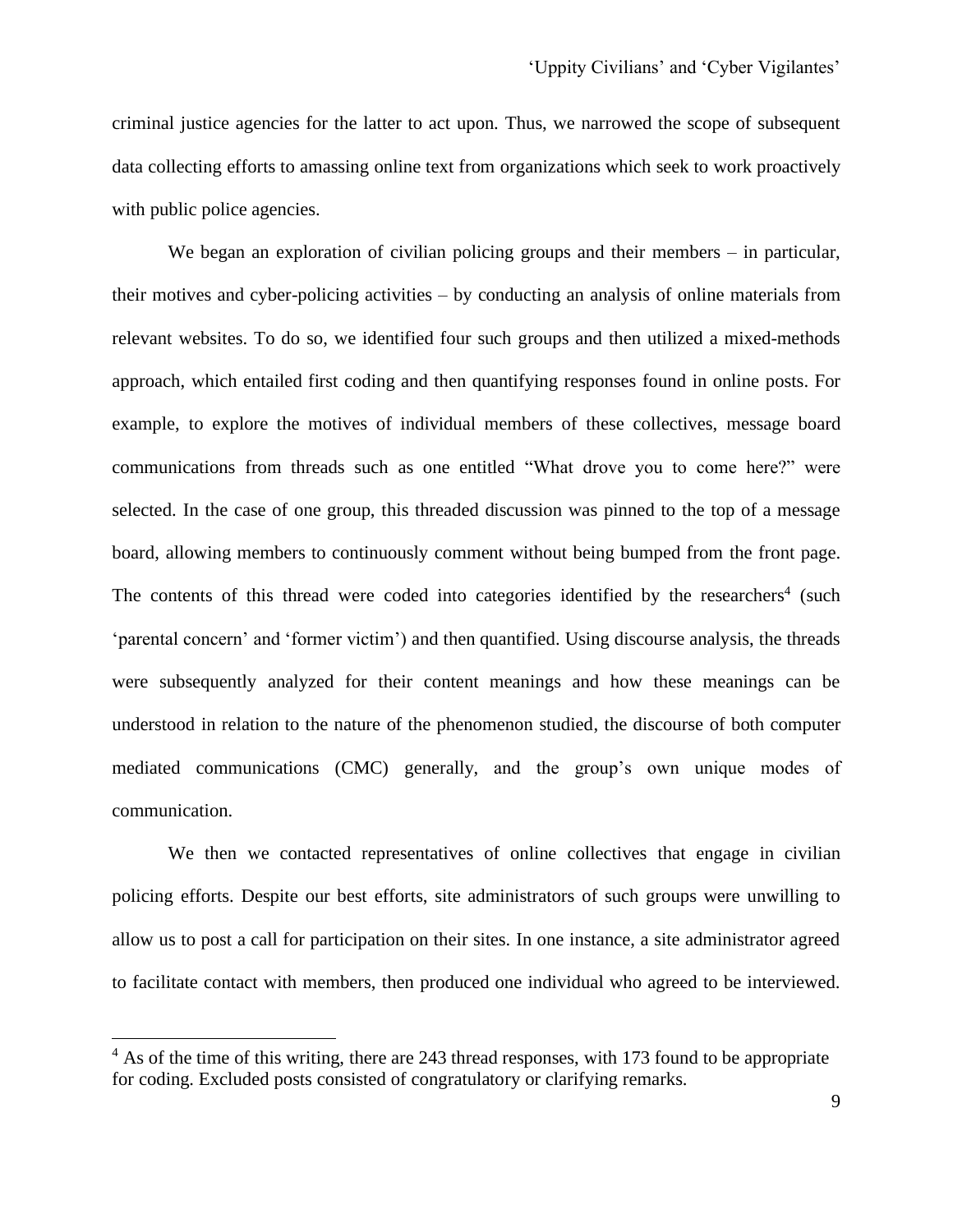criminal justice agencies for the latter to act upon. Thus, we narrowed the scope of subsequent data collecting efforts to amassing online text from organizations which seek to work proactively with public police agencies.

We began an exploration of civilian policing groups and their members – in particular, their motives and cyber-policing activities – by conducting an analysis of online materials from relevant websites. To do so, we identified four such groups and then utilized a mixed-methods approach, which entailed first coding and then quantifying responses found in online posts. For example, to explore the motives of individual members of these collectives, message board communications from threads such as one entitled "What drove you to come here?" were selected. In the case of one group, this threaded discussion was pinned to the top of a message board, allowing members to continuously comment without being bumped from the front page. The contents of this thread were coded into categories identified by the researchers[4] (such 'parental concern' and 'former victim') and then quantified. Using discourse analysis, the threads were subsequently analyzed for their content meanings and how these meanings can be understood in relation to the nature of the phenomenon studied, the discourse of both computer mediated communications (CMC) generally, and the group's own unique modes of communication.

We then we contacted representatives of online collectives that engage in civilian policing efforts. Despite our best efforts, site administrators of such groups were unwilling to allow us to post a call for participation on their sites. In one instance, a site administrator agreed to facilitate contact with members, then produced one individual who agreed to be interviewed.

[4] As of the time of this writing, there are 243 thread responses, with 173 found to be appropriate for coding. Excluded posts consisted of congratulatory or clarifying remarks.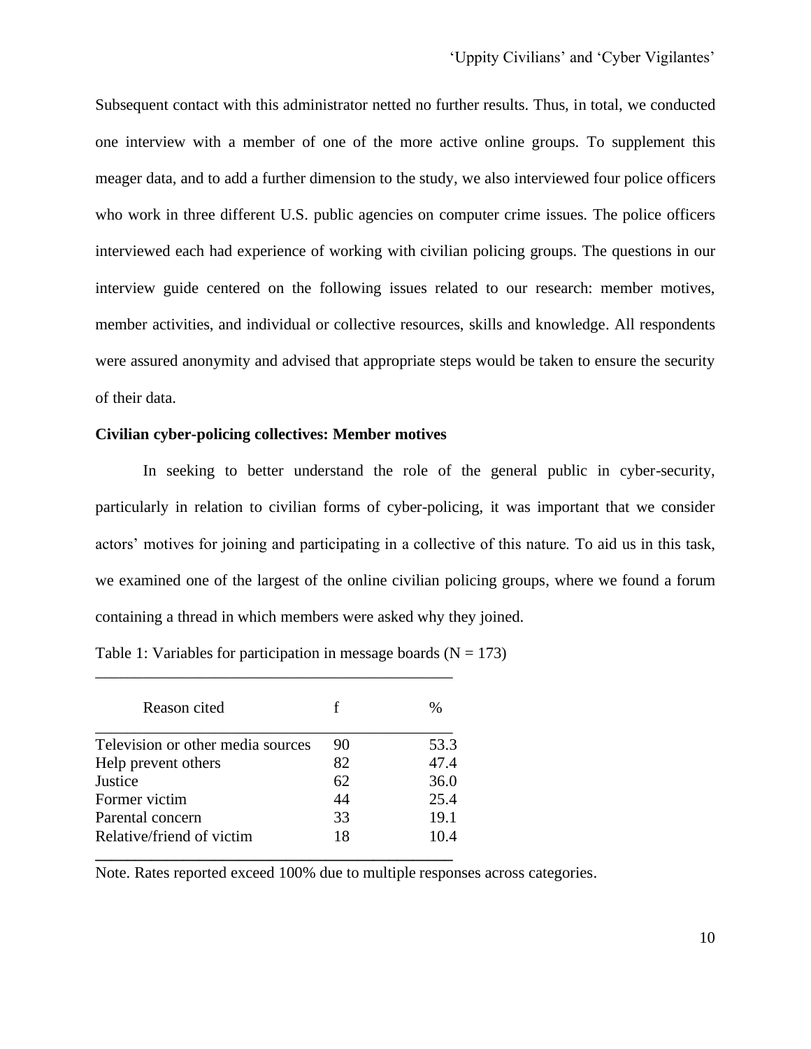Subsequent contact with this administrator netted no further results. Thus, in total, we conducted one interview with a member of one of the more active online groups. To supplement this meager data, and to add a further dimension to the study, we also interviewed four police officers who work in three different U.S. public agencies on computer crime issues. The police officers interviewed each had experience of working with civilian policing groups. The questions in our interview guide centered on the following issues related to our research: member motives, member activities, and individual or collective resources, skills and knowledge. All respondents were assured anonymity and advised that appropriate steps would be taken to ensure the security of their data.

**Civilian cyber-policing collectives: Member motives**

In seeking to better understand the role of the general public in cyber-security, particularly in relation to civilian forms of cyber-policing, it was important that we consider actors' motives for joining and participating in a collective of this nature. To aid us in this task, we examined one of the largest of the online civilian policing groups, where we found a forum containing a thread in which members were asked why they joined.

Table 1: Variables for participation in message boards (N = 173)

| Reason cited | f | % |
| --- | --- | --- |
| Television or other media sources | 90 | 53.3 |
| Help prevent others | 82 | 47.4 |
| Justice | 62 | 36.0 |
| Former victim | 44 | 25.4 |
| Parental concern | 33 | 19.1 |
| Relative/friend of victim | 18 | 10.4 |

Note. Rates reported exceed 100% due to multiple responses across categories.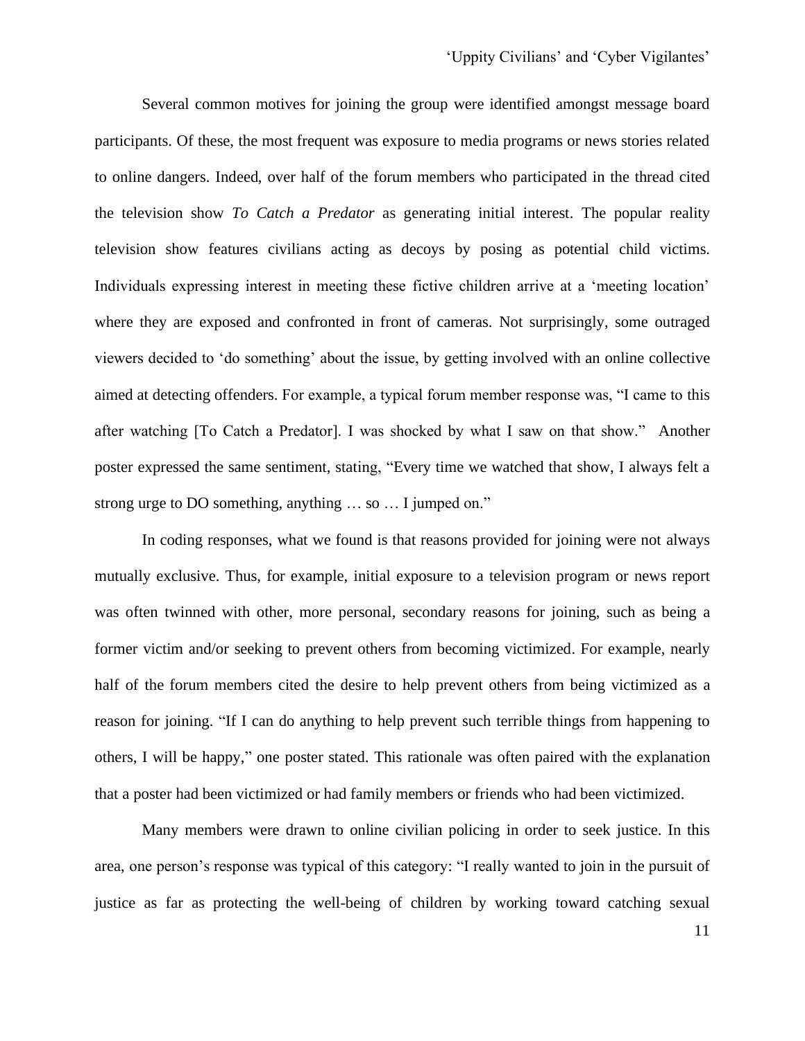Several common motives for joining the group were identified amongst message board participants. Of these, the most frequent was exposure to media programs or news stories related to online dangers. Indeed, over half of the forum members who participated in the thread cited the television show *To Catch a Predator* as generating initial interest. The popular reality television show features civilians acting as decoys by posing as potential child victims. Individuals expressing interest in meeting these fictive children arrive at a 'meeting location' where they are exposed and confronted in front of cameras. Not surprisingly, some outraged viewers decided to 'do something' about the issue, by getting involved with an online collective aimed at detecting offenders. For example, a typical forum member response was, "I came to this after watching [To Catch a Predator]. I was shocked by what I saw on that show." Another poster expressed the same sentiment, stating, "Every time we watched that show, I always felt a strong urge to DO something, anything … so … I jumped on."

In coding responses, what we found is that reasons provided for joining were not always mutually exclusive. Thus, for example, initial exposure to a television program or news report was often twinned with other, more personal, secondary reasons for joining, such as being a former victim and/or seeking to prevent others from becoming victimized. For example, nearly half of the forum members cited the desire to help prevent others from being victimized as a reason for joining. "If I can do anything to help prevent such terrible things from happening to others, I will be happy," one poster stated. This rationale was often paired with the explanation that a poster had been victimized or had family members or friends who had been victimized.

Many members were drawn to online civilian policing in order to seek justice. In this area, one person's response was typical of this category: "I really wanted to join in the pursuit of justice as far as protecting the well-being of children by working toward catching sexual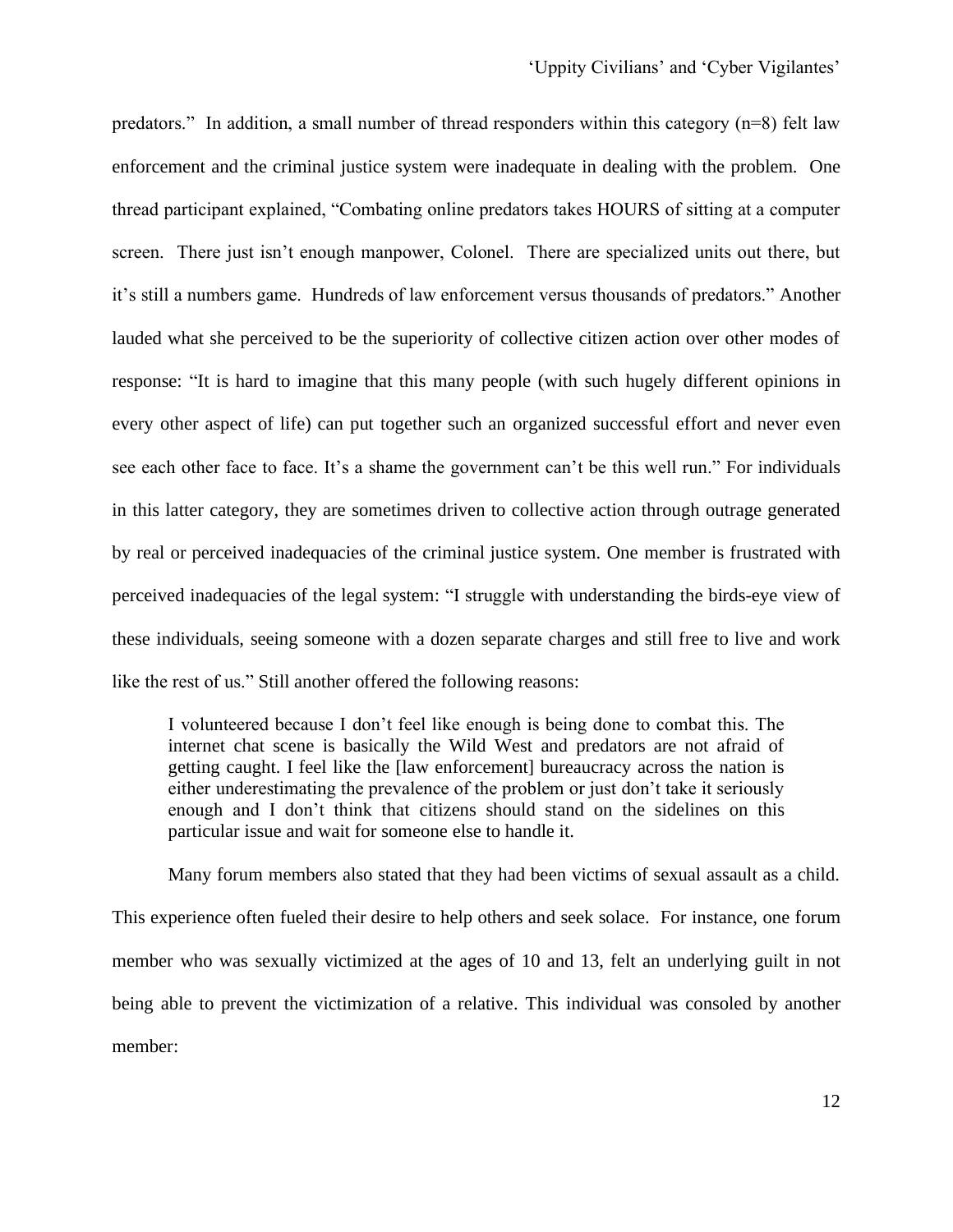predators." In addition, a small number of thread responders within this category (n=8) felt law enforcement and the criminal justice system were inadequate in dealing with the problem. One thread participant explained, "Combating online predators takes HOURS of sitting at a computer screen. There just isn't enough manpower, Colonel. There are specialized units out there, but it's still a numbers game. Hundreds of law enforcement versus thousands of predators." Another lauded what she perceived to be the superiority of collective citizen action over other modes of response: "It is hard to imagine that this many people (with such hugely different opinions in every other aspect of life) can put together such an organized successful effort and never even see each other face to face. It's a shame the government can't be this well run." For individuals in this latter category, they are sometimes driven to collective action through outrage generated by real or perceived inadequacies of the criminal justice system. One member is frustrated with perceived inadequacies of the legal system: "I struggle with understanding the birds-eye view of these individuals, seeing someone with a dozen separate charges and still free to live and work like the rest of us." Still another offered the following reasons:

> I volunteered because I don't feel like enough is being done to combat this. The internet chat scene is basically the Wild West and predators are not afraid of getting caught. I feel like the [law enforcement] bureaucracy across the nation is either underestimating the prevalence of the problem or just don't take it seriously enough and I don't think that citizens should stand on the sidelines on this particular issue and wait for someone else to handle it.

Many forum members also stated that they had been victims of sexual assault as a child. This experience often fueled their desire to help others and seek solace. For instance, one forum member who was sexually victimized at the ages of 10 and 13, felt an underlying guilt in not being able to prevent the victimization of a relative. This individual was consoled by another member: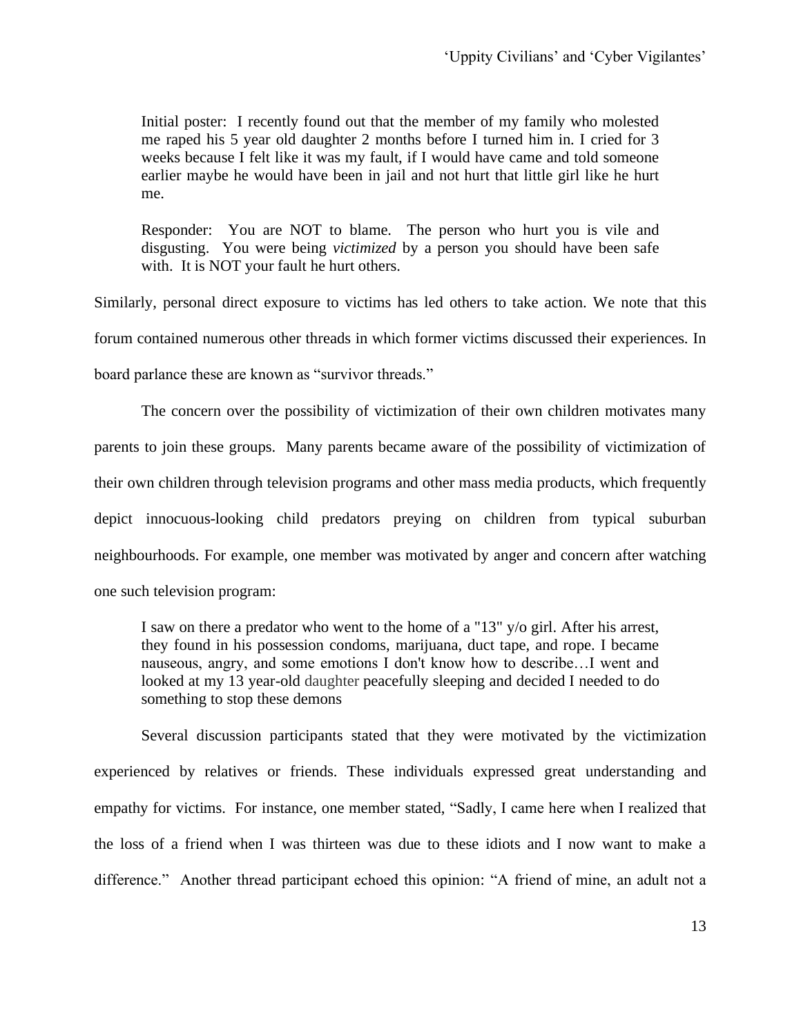> Initial poster: I recently found out that the member of my family who molested me raped his 5 year old daughter 2 months before I turned him in. I cried for 3 weeks because I felt like it was my fault, if I would have came and told someone earlier maybe he would have been in jail and not hurt that little girl like he hurt me.
>
> Responder: You are NOT to blame. The person who hurt you is vile and disgusting. You were being *victimized* by a person you should have been safe with. It is NOT your fault he hurt others.

Similarly, personal direct exposure to victims has led others to take action. We note that this forum contained numerous other threads in which former victims discussed their experiences. In board parlance these are known as "survivor threads."

The concern over the possibility of victimization of their own children motivates many parents to join these groups. Many parents became aware of the possibility of victimization of their own children through television programs and other mass media products, which frequently depict innocuous-looking child predators preying on children from typical suburban neighbourhoods. For example, one member was motivated by anger and concern after watching one such television program:

> I saw on there a predator who went to the home of a "13" y/o girl. After his arrest, they found in his possession condoms, marijuana, duct tape, and rope. I became nauseous, angry, and some emotions I don't know how to describe…I went and looked at my 13 year-old daughter peacefully sleeping and decided I needed to do something to stop these demons

Several discussion participants stated that they were motivated by the victimization experienced by relatives or friends. These individuals expressed great understanding and empathy for victims. For instance, one member stated, "Sadly, I came here when I realized that the loss of a friend when I was thirteen was due to these idiots and I now want to make a difference." Another thread participant echoed this opinion: "A friend of mine, an adult not a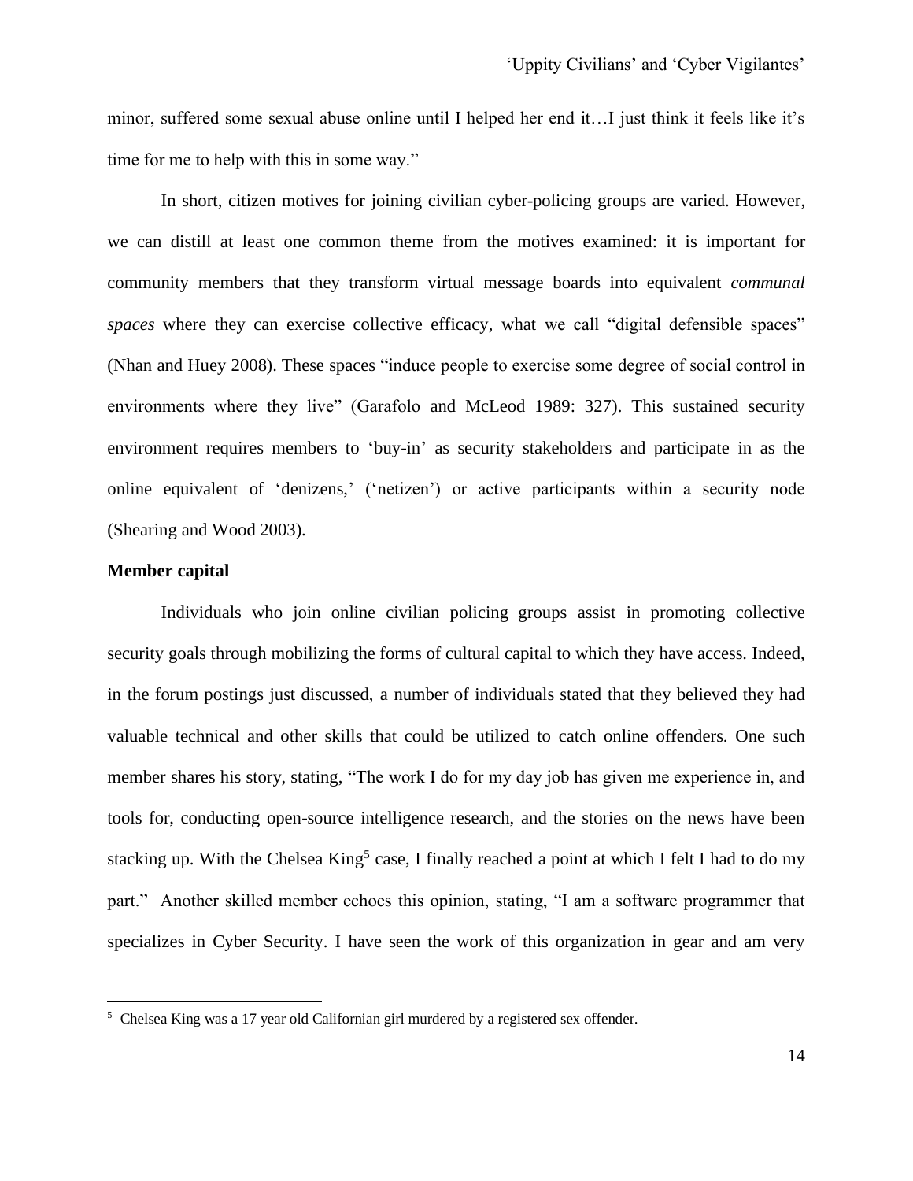minor, suffered some sexual abuse online until I helped her end it…I just think it feels like it's time for me to help with this in some way."

In short, citizen motives for joining civilian cyber-policing groups are varied. However, we can distill at least one common theme from the motives examined: it is important for community members that they transform virtual message boards into equivalent *communal spaces* where they can exercise collective efficacy, what we call "digital defensible spaces" (Nhan and Huey 2008). These spaces "induce people to exercise some degree of social control in environments where they live" (Garafolo and McLeod 1989: 327). This sustained security environment requires members to 'buy-in' as security stakeholders and participate in as the online equivalent of 'denizens,' ('netizen') or active participants within a security node (Shearing and Wood 2003).

**Member capital**

Individuals who join online civilian policing groups assist in promoting collective security goals through mobilizing the forms of cultural capital to which they have access. Indeed, in the forum postings just discussed, a number of individuals stated that they believed they had valuable technical and other skills that could be utilized to catch online offenders. One such member shares his story, stating, "The work I do for my day job has given me experience in, and tools for, conducting open-source intelligence research, and the stories on the news have been stacking up. With the Chelsea King[5] case, I finally reached a point at which I felt I had to do my part." Another skilled member echoes this opinion, stating, "I am a software programmer that specializes in Cyber Security. I have seen the work of this organization in gear and am very

[5] Chelsea King was a 17 year old Californian girl murdered by a registered sex offender.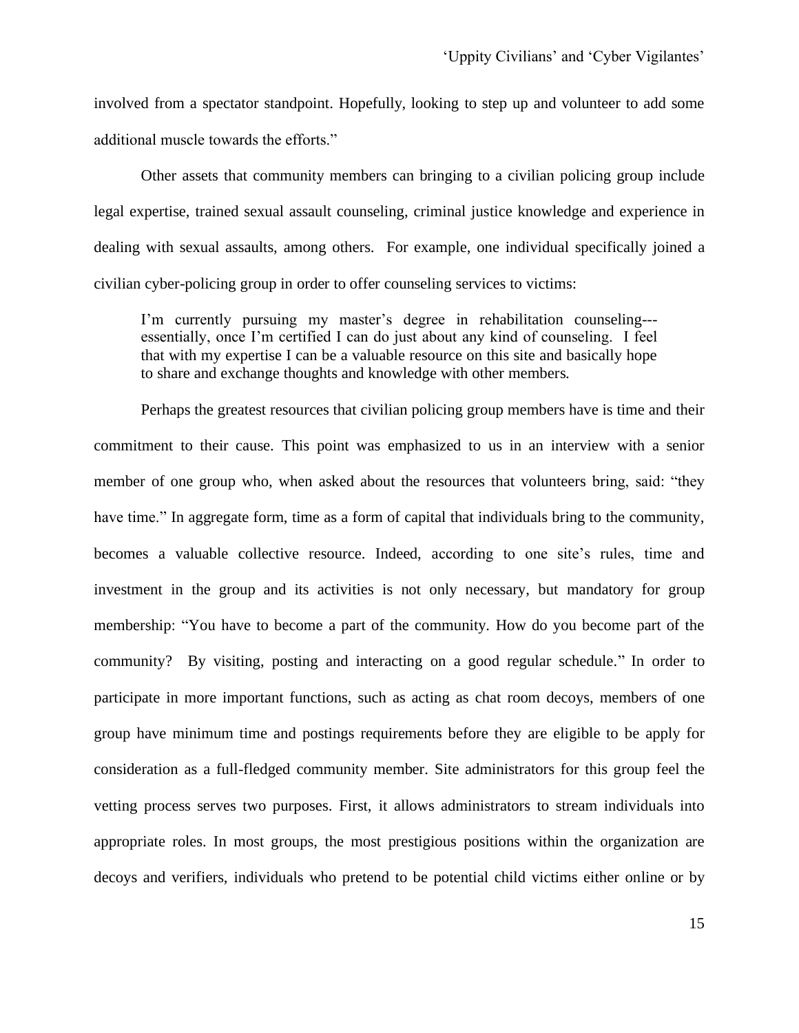involved from a spectator standpoint. Hopefully, looking to step up and volunteer to add some additional muscle towards the efforts."

Other assets that community members can bringing to a civilian policing group include legal expertise, trained sexual assault counseling, criminal justice knowledge and experience in dealing with sexual assaults, among others. For example, one individual specifically joined a civilian cyber-policing group in order to offer counseling services to victims:

> I'm currently pursuing my master's degree in rehabilitation counseling---essentially, once I'm certified I can do just about any kind of counseling. I feel that with my expertise I can be a valuable resource on this site and basically hope to share and exchange thoughts and knowledge with other members.

Perhaps the greatest resources that civilian policing group members have is time and their commitment to their cause. This point was emphasized to us in an interview with a senior member of one group who, when asked about the resources that volunteers bring, said: "they have time." In aggregate form, time as a form of capital that individuals bring to the community, becomes a valuable collective resource. Indeed, according to one site's rules, time and investment in the group and its activities is not only necessary, but mandatory for group membership: "You have to become a part of the community. How do you become part of the community? By visiting, posting and interacting on a good regular schedule." In order to participate in more important functions, such as acting as chat room decoys, members of one group have minimum time and postings requirements before they are eligible to be apply for consideration as a full-fledged community member. Site administrators for this group feel the vetting process serves two purposes. First, it allows administrators to stream individuals into appropriate roles. In most groups, the most prestigious positions within the organization are decoys and verifiers, individuals who pretend to be potential child victims either online or by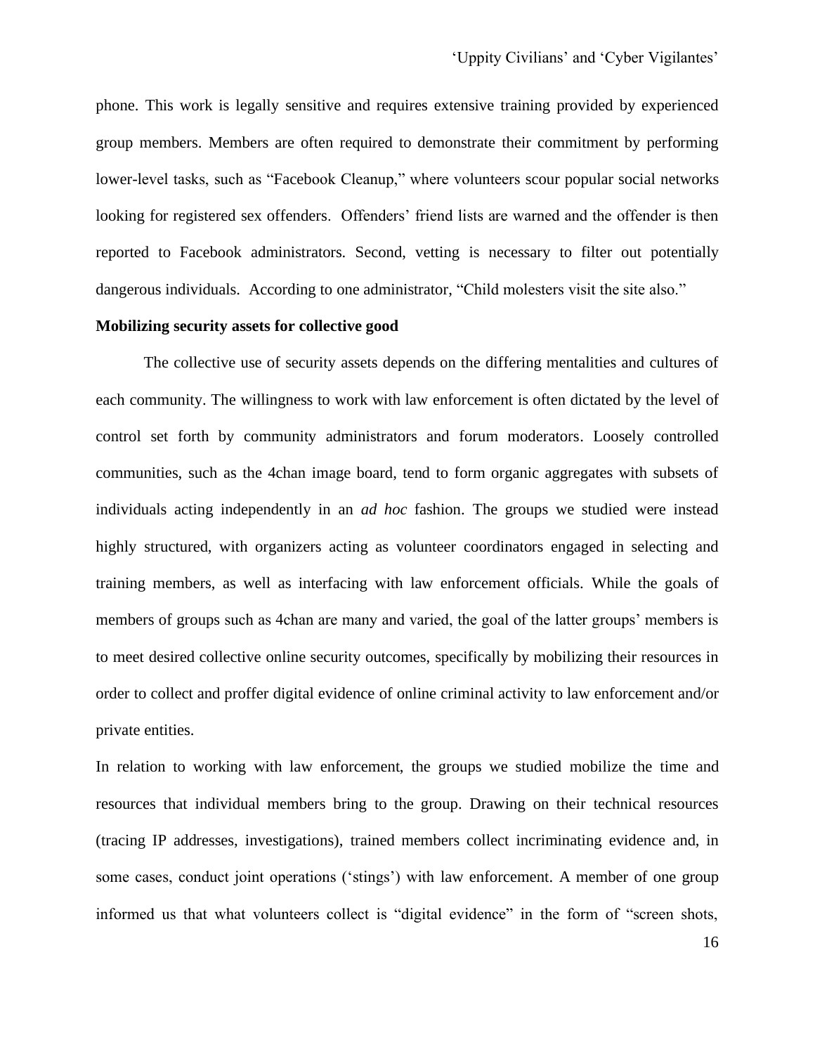phone. This work is legally sensitive and requires extensive training provided by experienced group members. Members are often required to demonstrate their commitment by performing lower-level tasks, such as "Facebook Cleanup," where volunteers scour popular social networks looking for registered sex offenders. Offenders' friend lists are warned and the offender is then reported to Facebook administrators. Second, vetting is necessary to filter out potentially dangerous individuals. According to one administrator, "Child molesters visit the site also."

**Mobilizing security assets for collective good**

The collective use of security assets depends on the differing mentalities and cultures of each community. The willingness to work with law enforcement is often dictated by the level of control set forth by community administrators and forum moderators. Loosely controlled communities, such as the 4chan image board, tend to form organic aggregates with subsets of individuals acting independently in an *ad hoc* fashion. The groups we studied were instead highly structured, with organizers acting as volunteer coordinators engaged in selecting and training members, as well as interfacing with law enforcement officials. While the goals of members of groups such as 4chan are many and varied, the goal of the latter groups' members is to meet desired collective online security outcomes, specifically by mobilizing their resources in order to collect and proffer digital evidence of online criminal activity to law enforcement and/or private entities.

In relation to working with law enforcement, the groups we studied mobilize the time and resources that individual members bring to the group. Drawing on their technical resources (tracing IP addresses, investigations), trained members collect incriminating evidence and, in some cases, conduct joint operations ('stings') with law enforcement. A member of one group informed us that what volunteers collect is "digital evidence" in the form of "screen shots,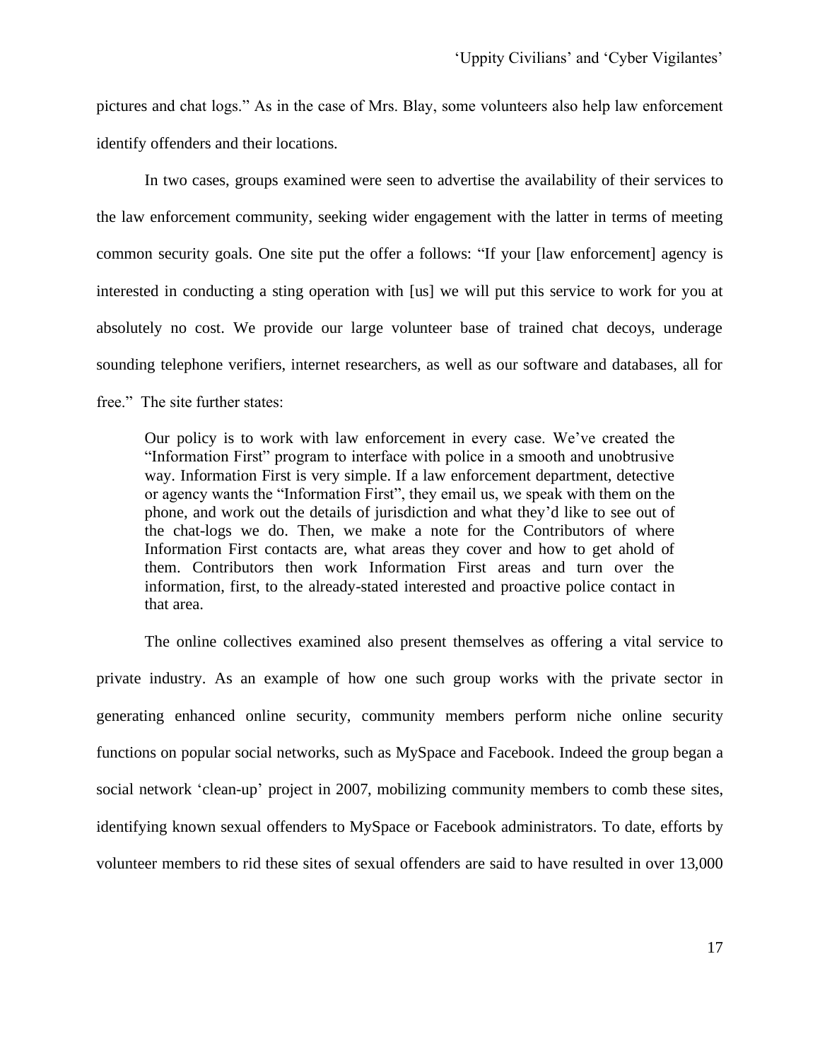pictures and chat logs." As in the case of Mrs. Blay, some volunteers also help law enforcement identify offenders and their locations.

In two cases, groups examined were seen to advertise the availability of their services to the law enforcement community, seeking wider engagement with the latter in terms of meeting common security goals. One site put the offer a follows: "If your [law enforcement] agency is interested in conducting a sting operation with [us] we will put this service to work for you at absolutely no cost. We provide our large volunteer base of trained chat decoys, underage sounding telephone verifiers, internet researchers, as well as our software and databases, all for free." The site further states:

> Our policy is to work with law enforcement in every case. We've created the "Information First" program to interface with police in a smooth and unobtrusive way. Information First is very simple. If a law enforcement department, detective or agency wants the "Information First", they email us, we speak with them on the phone, and work out the details of jurisdiction and what they'd like to see out of the chat-logs we do. Then, we make a note for the Contributors of where Information First contacts are, what areas they cover and how to get ahold of them. Contributors then work Information First areas and turn over the information, first, to the already-stated interested and proactive police contact in that area.

The online collectives examined also present themselves as offering a vital service to private industry. As an example of how one such group works with the private sector in generating enhanced online security, community members perform niche online security functions on popular social networks, such as MySpace and Facebook. Indeed the group began a social network 'clean-up' project in 2007, mobilizing community members to comb these sites, identifying known sexual offenders to MySpace or Facebook administrators. To date, efforts by volunteer members to rid these sites of sexual offenders are said to have resulted in over 13,000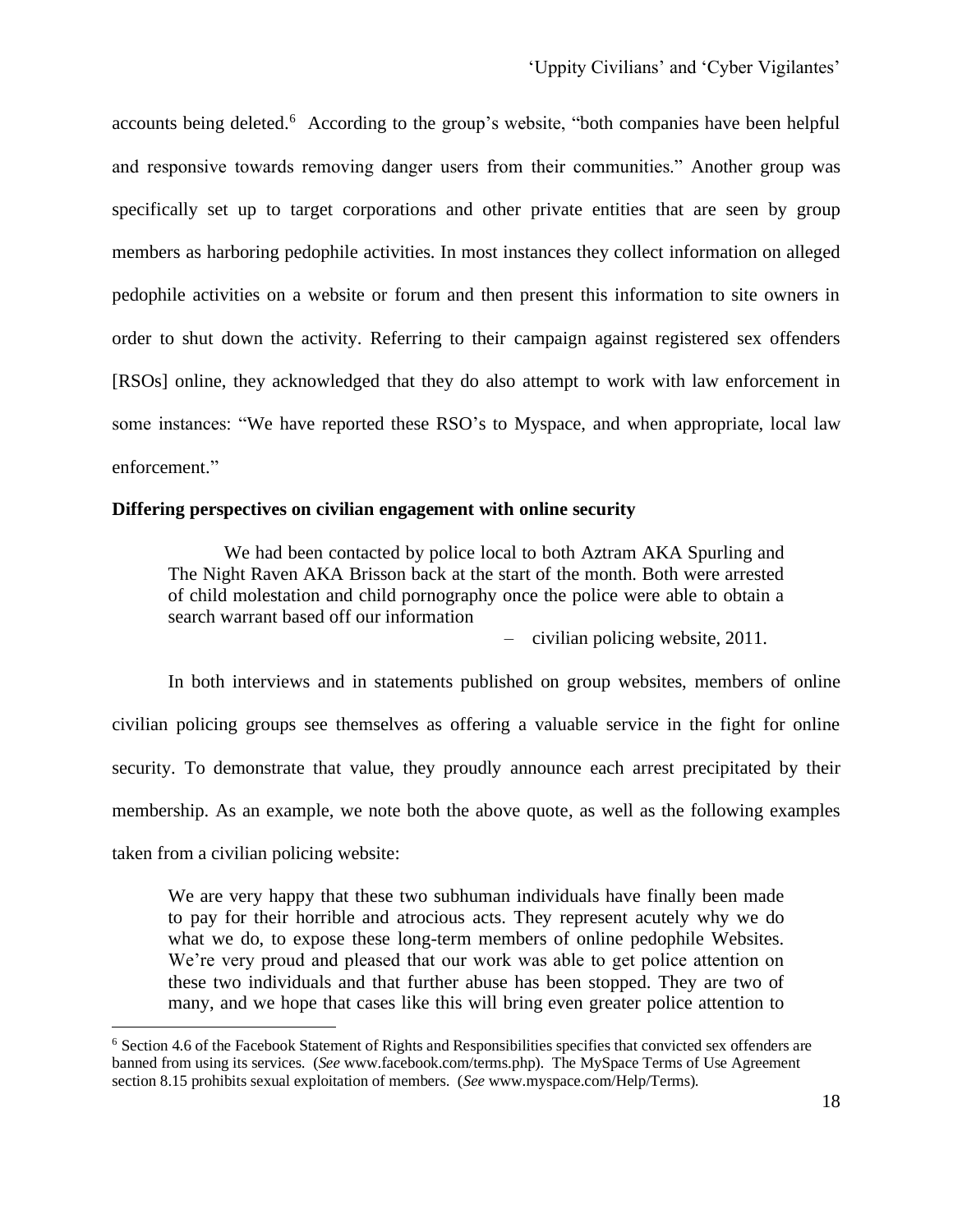accounts being deleted.[6] According to the group's website, "both companies have been helpful and responsive towards removing danger users from their communities." Another group was specifically set up to target corporations and other private entities that are seen by group members as harboring pedophile activities. In most instances they collect information on alleged pedophile activities on a website or forum and then present this information to site owners in order to shut down the activity. Referring to their campaign against registered sex offenders [RSOs] online, they acknowledged that they do also attempt to work with law enforcement in some instances: "We have reported these RSO's to Myspace, and when appropriate, local law enforcement."

**Differing perspectives on civilian engagement with online security**

> We had been contacted by police local to both Aztram AKA Spurling and The Night Raven AKA Brisson back at the start of the month. Both were arrested of child molestation and child pornography once the police were able to obtain a search warrant based off our information
>
> – civilian policing website, 2011.

In both interviews and in statements published on group websites, members of online civilian policing groups see themselves as offering a valuable service in the fight for online security. To demonstrate that value, they proudly announce each arrest precipitated by their membership. As an example, we note both the above quote, as well as the following examples taken from a civilian policing website:

> We are very happy that these two subhuman individuals have finally been made to pay for their horrible and atrocious acts. They represent acutely why we do what we do, to expose these long-term members of online pedophile Websites. We're very proud and pleased that our work was able to get police attention on these two individuals and that further abuse has been stopped. They are two of many, and we hope that cases like this will bring even greater police attention to

[6] Section 4.6 of the Facebook Statement of Rights and Responsibilities specifies that convicted sex offenders are banned from using its services. (*See* www.facebook.com/terms.php). The MySpace Terms of Use Agreement section 8.15 prohibits sexual exploitation of members. (*See* www.myspace.com/Help/Terms).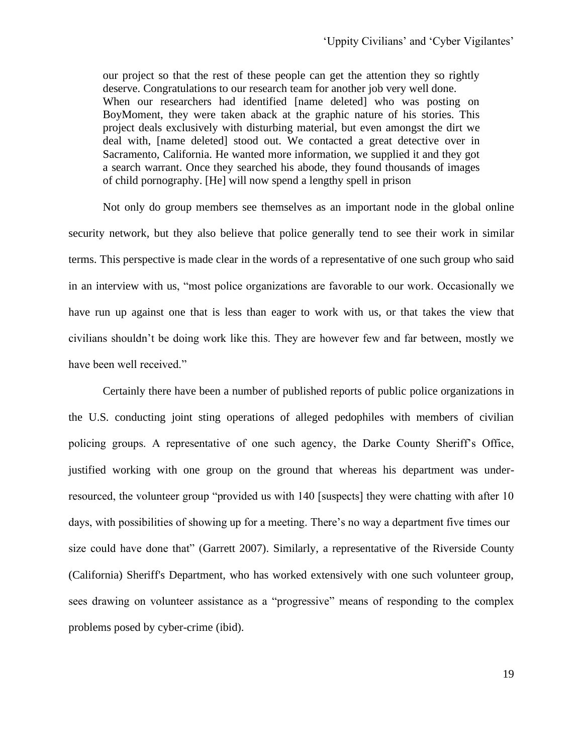> our project so that the rest of these people can get the attention they so rightly deserve. Congratulations to our research team for another job very well done.
> When our researchers had identified [name deleted] who was posting on BoyMoment, they were taken aback at the graphic nature of his stories. This project deals exclusively with disturbing material, but even amongst the dirt we deal with, [name deleted] stood out. We contacted a great detective over in Sacramento, California. He wanted more information, we supplied it and they got a search warrant. Once they searched his abode, they found thousands of images of child pornography. [He] will now spend a lengthy spell in prison

Not only do group members see themselves as an important node in the global online security network, but they also believe that police generally tend to see their work in similar terms. This perspective is made clear in the words of a representative of one such group who said in an interview with us, "most police organizations are favorable to our work. Occasionally we have run up against one that is less than eager to work with us, or that takes the view that civilians shouldn't be doing work like this. They are however few and far between, mostly we have been well received."

Certainly there have been a number of published reports of public police organizations in the U.S. conducting joint sting operations of alleged pedophiles with members of civilian policing groups. A representative of one such agency, the Darke County Sheriff's Office, justified working with one group on the ground that whereas his department was under-resourced, the volunteer group "provided us with 140 [suspects] they were chatting with after 10 days, with possibilities of showing up for a meeting. There's no way a department five times our size could have done that" (Garrett 2007). Similarly, a representative of the Riverside County (California) Sheriff's Department, who has worked extensively with one such volunteer group, sees drawing on volunteer assistance as a "progressive" means of responding to the complex problems posed by cyber-crime (ibid).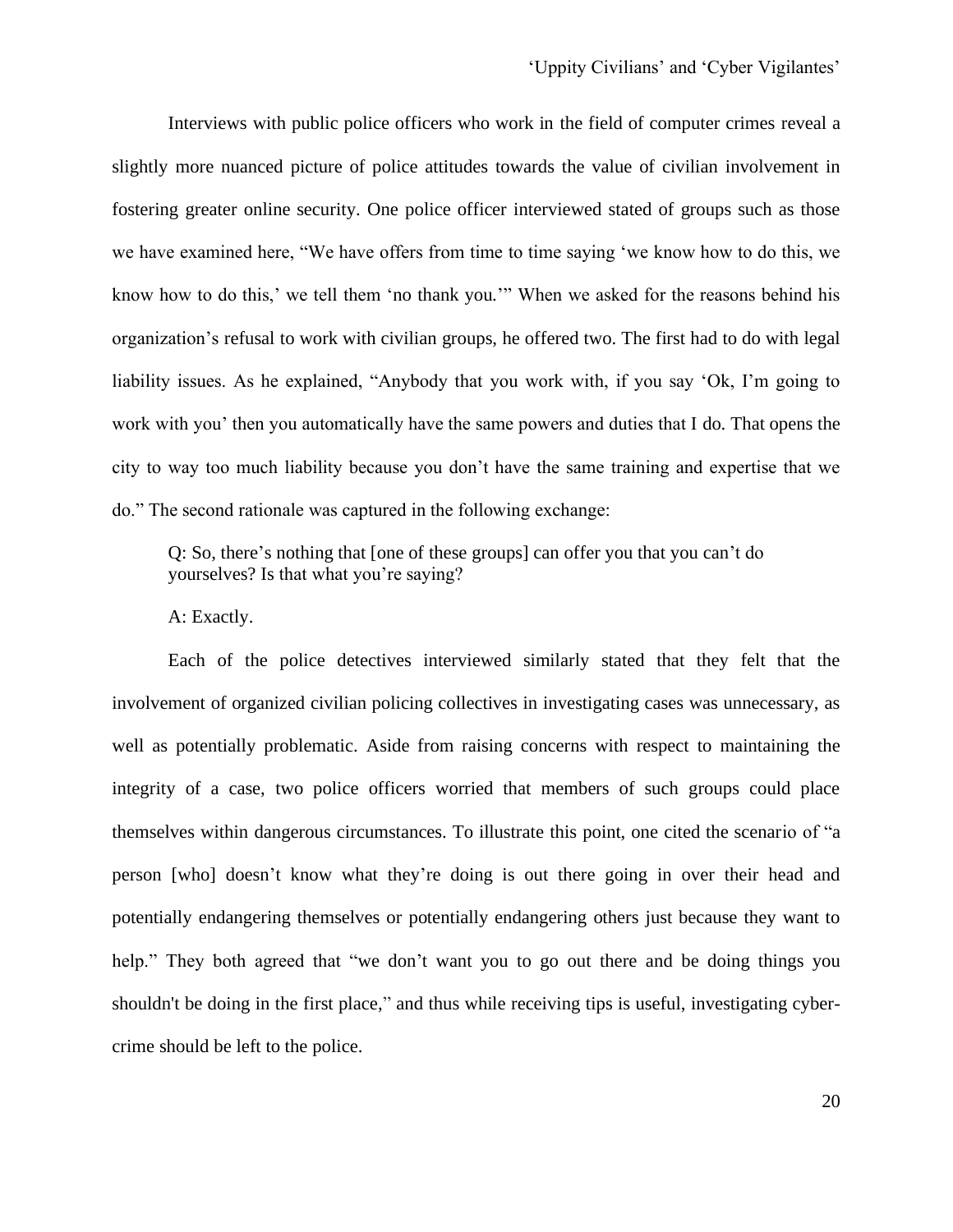Interviews with public police officers who work in the field of computer crimes reveal a slightly more nuanced picture of police attitudes towards the value of civilian involvement in fostering greater online security. One police officer interviewed stated of groups such as those we have examined here, "We have offers from time to time saying 'we know how to do this, we know how to do this,' we tell them 'no thank you.'" When we asked for the reasons behind his organization's refusal to work with civilian groups, he offered two. The first had to do with legal liability issues. As he explained, "Anybody that you work with, if you say 'Ok, I'm going to work with you' then you automatically have the same powers and duties that I do. That opens the city to way too much liability because you don't have the same training and expertise that we do." The second rationale was captured in the following exchange:

> Q: So, there's nothing that [one of these groups] can offer you that you can't do yourselves? Is that what you're saying?
>
> A: Exactly.

Each of the police detectives interviewed similarly stated that they felt that the involvement of organized civilian policing collectives in investigating cases was unnecessary, as well as potentially problematic. Aside from raising concerns with respect to maintaining the integrity of a case, two police officers worried that members of such groups could place themselves within dangerous circumstances. To illustrate this point, one cited the scenario of "a person [who] doesn't know what they're doing is out there going in over their head and potentially endangering themselves or potentially endangering others just because they want to help." They both agreed that "we don't want you to go out there and be doing things you shouldn't be doing in the first place," and thus while receiving tips is useful, investigating cyber-crime should be left to the police.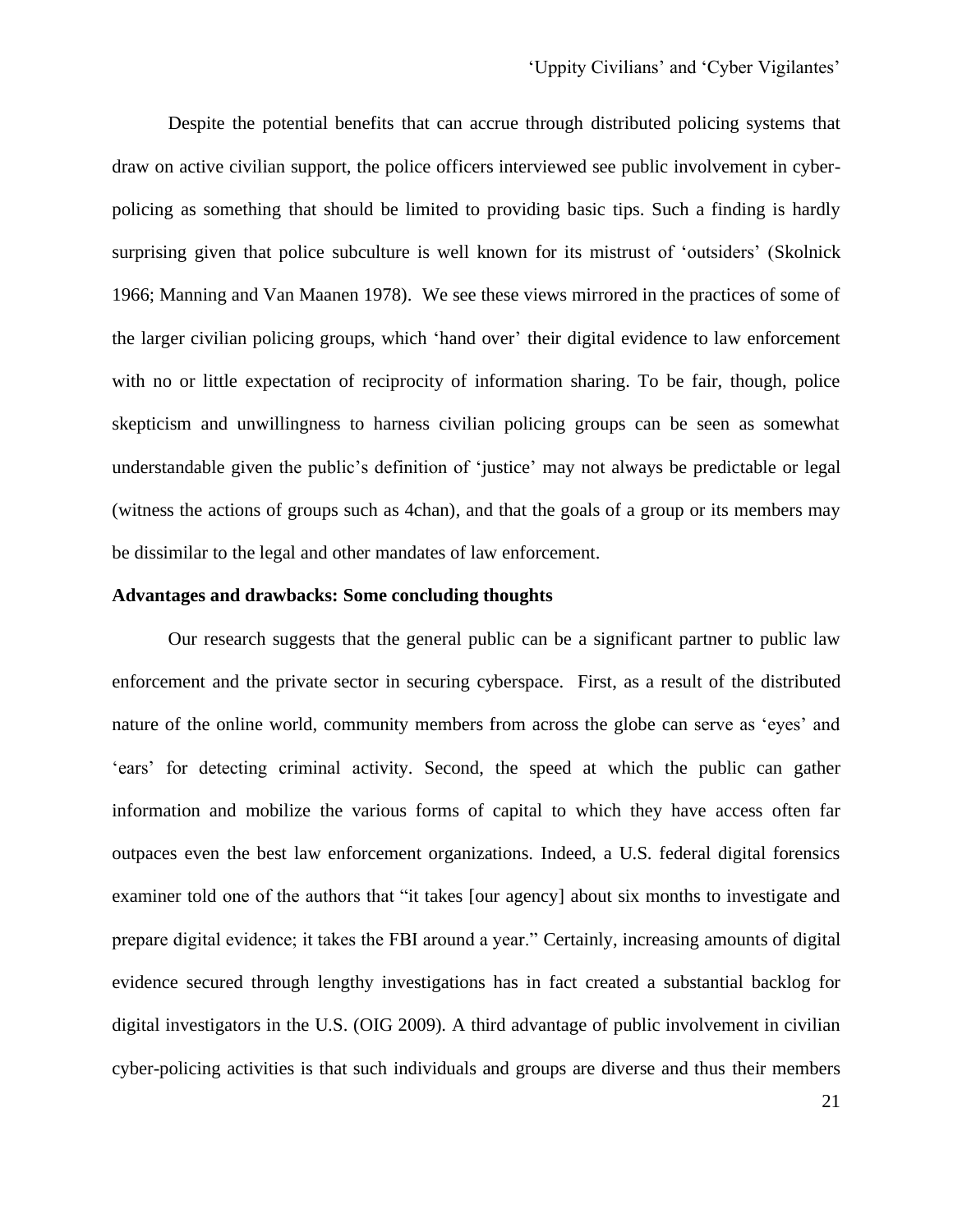Despite the potential benefits that can accrue through distributed policing systems that draw on active civilian support, the police officers interviewed see public involvement in cyber-policing as something that should be limited to providing basic tips. Such a finding is hardly surprising given that police subculture is well known for its mistrust of 'outsiders' (Skolnick 1966; Manning and Van Maanen 1978). We see these views mirrored in the practices of some of the larger civilian policing groups, which 'hand over' their digital evidence to law enforcement with no or little expectation of reciprocity of information sharing. To be fair, though, police skepticism and unwillingness to harness civilian policing groups can be seen as somewhat understandable given the public's definition of 'justice' may not always be predictable or legal (witness the actions of groups such as 4chan), and that the goals of a group or its members may be dissimilar to the legal and other mandates of law enforcement.

## Advantages and drawbacks: Some concluding thoughts

Our research suggests that the general public can be a significant partner to public law enforcement and the private sector in securing cyberspace. First, as a result of the distributed nature of the online world, community members from across the globe can serve as 'eyes' and 'ears' for detecting criminal activity. Second, the speed at which the public can gather information and mobilize the various forms of capital to which they have access often far outpaces even the best law enforcement organizations. Indeed, a U.S. federal digital forensics examiner told one of the authors that "it takes [our agency] about six months to investigate and prepare digital evidence; it takes the FBI around a year." Certainly, increasing amounts of digital evidence secured through lengthy investigations has in fact created a substantial backlog for digital investigators in the U.S. (OIG 2009). A third advantage of public involvement in civilian cyber-policing activities is that such individuals and groups are diverse and thus their members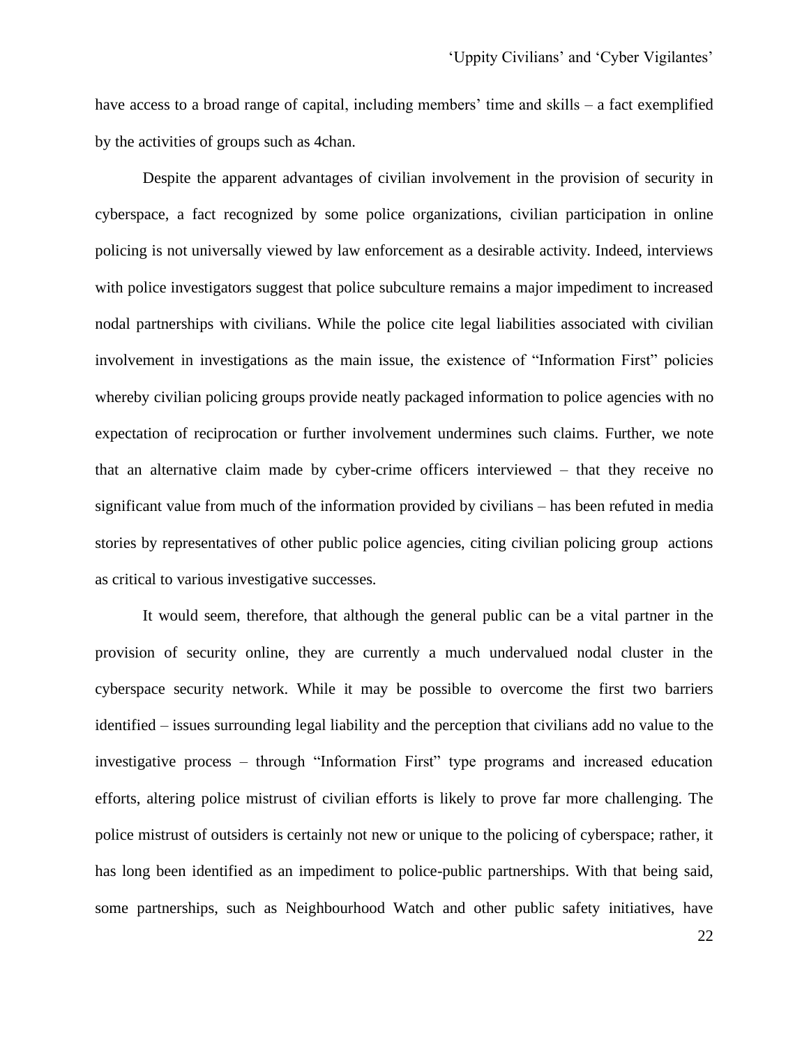have access to a broad range of capital, including members' time and skills – a fact exemplified by the activities of groups such as 4chan.

Despite the apparent advantages of civilian involvement in the provision of security in cyberspace, a fact recognized by some police organizations, civilian participation in online policing is not universally viewed by law enforcement as a desirable activity. Indeed, interviews with police investigators suggest that police subculture remains a major impediment to increased nodal partnerships with civilians. While the police cite legal liabilities associated with civilian involvement in investigations as the main issue, the existence of "Information First" policies whereby civilian policing groups provide neatly packaged information to police agencies with no expectation of reciprocation or further involvement undermines such claims. Further, we note that an alternative claim made by cyber-crime officers interviewed – that they receive no significant value from much of the information provided by civilians – has been refuted in media stories by representatives of other public police agencies, citing civilian policing group actions as critical to various investigative successes.

It would seem, therefore, that although the general public can be a vital partner in the provision of security online, they are currently a much undervalued nodal cluster in the cyberspace security network. While it may be possible to overcome the first two barriers identified – issues surrounding legal liability and the perception that civilians add no value to the investigative process – through "Information First" type programs and increased education efforts, altering police mistrust of civilian efforts is likely to prove far more challenging. The police mistrust of outsiders is certainly not new or unique to the policing of cyberspace; rather, it has long been identified as an impediment to police-public partnerships. With that being said, some partnerships, such as Neighbourhood Watch and other public safety initiatives, have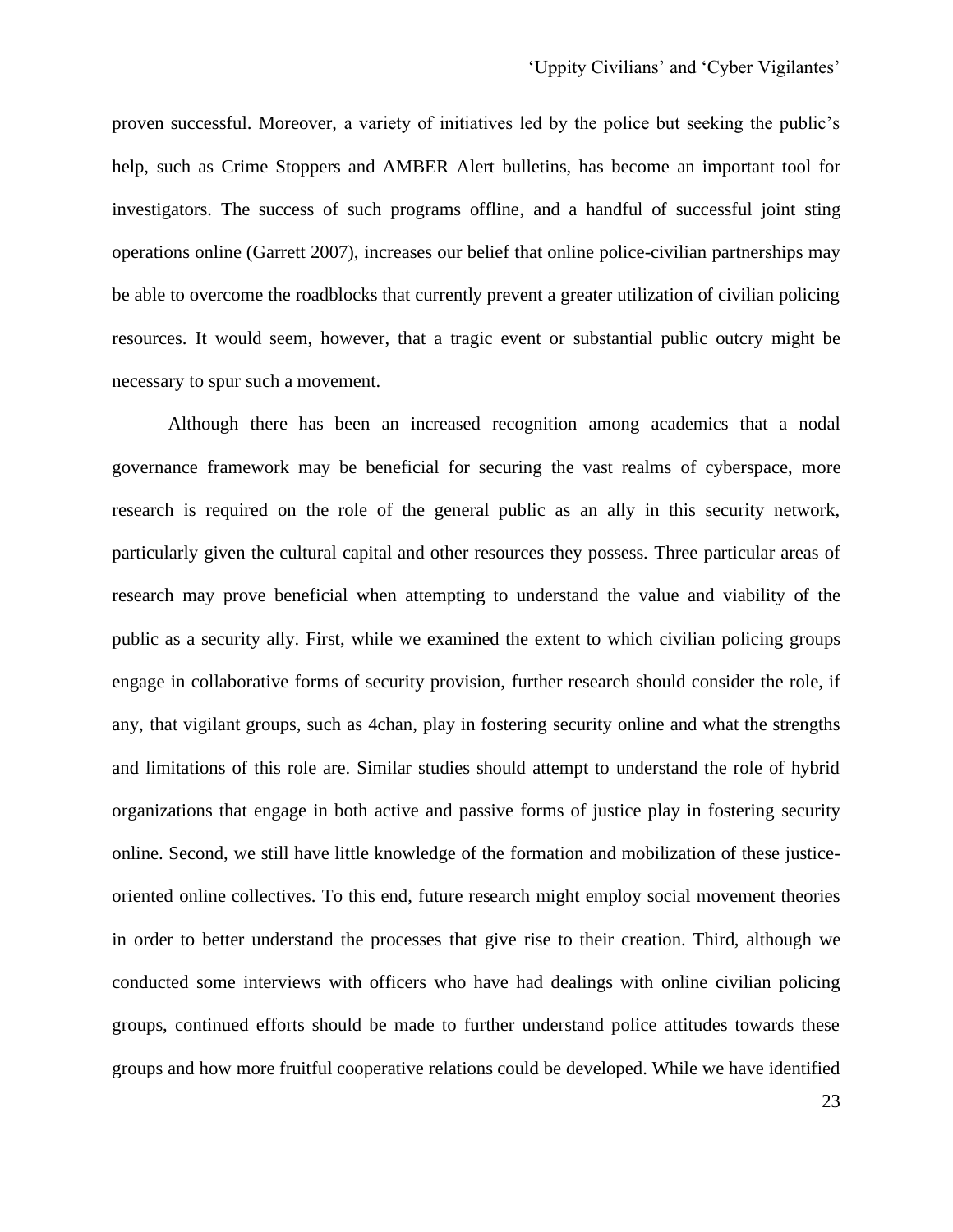proven successful. Moreover, a variety of initiatives led by the police but seeking the public's help, such as Crime Stoppers and AMBER Alert bulletins, has become an important tool for investigators. The success of such programs offline, and a handful of successful joint sting operations online (Garrett 2007), increases our belief that online police-civilian partnerships may be able to overcome the roadblocks that currently prevent a greater utilization of civilian policing resources. It would seem, however, that a tragic event or substantial public outcry might be necessary to spur such a movement.

Although there has been an increased recognition among academics that a nodal governance framework may be beneficial for securing the vast realms of cyberspace, more research is required on the role of the general public as an ally in this security network, particularly given the cultural capital and other resources they possess. Three particular areas of research may prove beneficial when attempting to understand the value and viability of the public as a security ally. First, while we examined the extent to which civilian policing groups engage in collaborative forms of security provision, further research should consider the role, if any, that vigilant groups, such as 4chan, play in fostering security online and what the strengths and limitations of this role are. Similar studies should attempt to understand the role of hybrid organizations that engage in both active and passive forms of justice play in fostering security online. Second, we still have little knowledge of the formation and mobilization of these justice-oriented online collectives. To this end, future research might employ social movement theories in order to better understand the processes that give rise to their creation. Third, although we conducted some interviews with officers who have had dealings with online civilian policing groups, continued efforts should be made to further understand police attitudes towards these groups and how more fruitful cooperative relations could be developed. While we have identified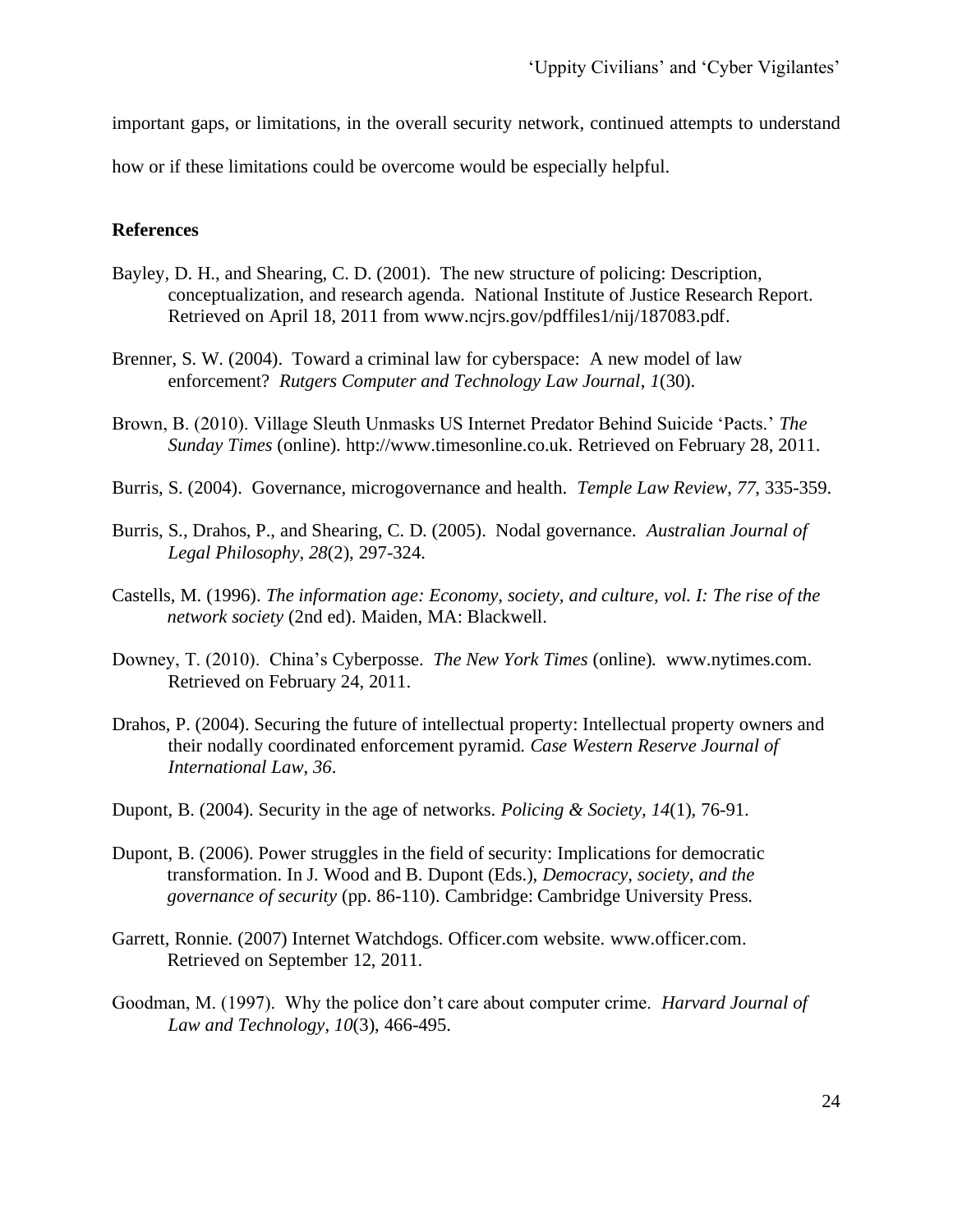important gaps, or limitations, in the overall security network, continued attempts to understand how or if these limitations could be overcome would be especially helpful.

**References**

Bayley, D. H., and Shearing, C. D. (2001). The new structure of policing: Description, conceptualization, and research agenda. National Institute of Justice Research Report. Retrieved on April 18, 2011 from www.ncjrs.gov/pdffiles1/nij/187083.pdf.

Brenner, S. W. (2004). Toward a criminal law for cyberspace: A new model of law enforcement? *Rutgers Computer and Technology Law Journal*, *1*(30).

Brown, B. (2010). Village Sleuth Unmasks US Internet Predator Behind Suicide 'Pacts.' *The Sunday Times* (online). http://www.timesonline.co.uk. Retrieved on February 28, 2011.

Burris, S. (2004). Governance, microgovernance and health. *Temple Law Review*, *77*, 335-359.

Burris, S., Drahos, P., and Shearing, C. D. (2005). Nodal governance. *Australian Journal of Legal Philosophy*, *28*(2), 297-324.

Castells, M. (1996). *The information age: Economy, society, and culture, vol. I: The rise of the network society* (2nd ed). Maiden, MA: Blackwell.

Downey, T. (2010). China's Cyberposse. *The New York Times* (online). www.nytimes.com. Retrieved on February 24, 2011.

Drahos, P. (2004). Securing the future of intellectual property: Intellectual property owners and their nodally coordinated enforcement pyramid. *Case Western Reserve Journal of International Law*, *36*.

Dupont, B. (2004). Security in the age of networks. *Policing & Society, 14*(1), 76-91.

Dupont, B. (2006). Power struggles in the field of security: Implications for democratic transformation. In J. Wood and B. Dupont (Eds.), *Democracy, society, and the governance of security* (pp. 86-110). Cambridge: Cambridge University Press.

Garrett, Ronnie. (2007) Internet Watchdogs. Officer.com website. www.officer.com. Retrieved on September 12, 2011.

Goodman, M. (1997). Why the police don't care about computer crime. *Harvard Journal of Law and Technology*, *10*(3), 466-495.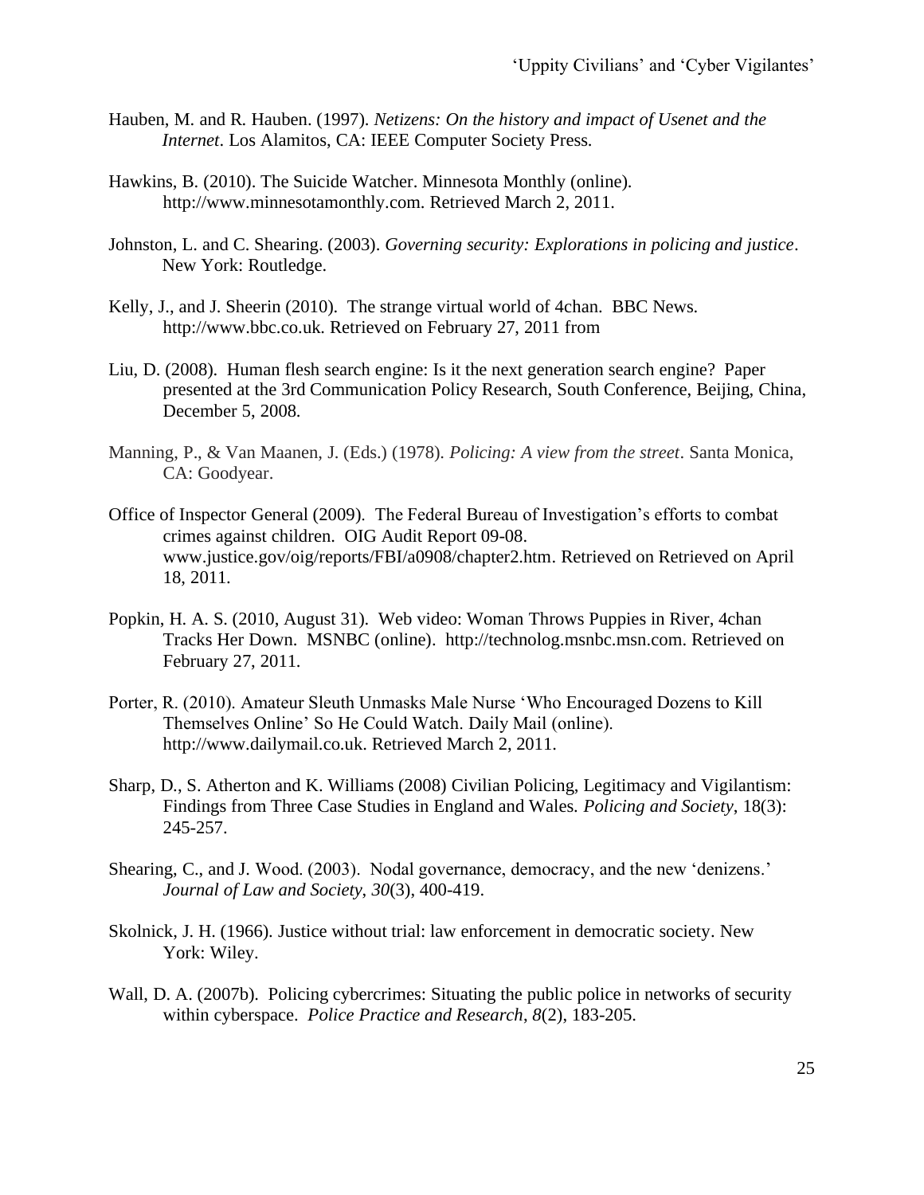Hauben, M. and R. Hauben. (1997). *Netizens: On the history and impact of Usenet and the Internet*. Los Alamitos, CA: IEEE Computer Society Press.

Hawkins, B. (2010). The Suicide Watcher. Minnesota Monthly (online). http://www.minnesotamonthly.com. Retrieved March 2, 2011.

Johnston, L. and C. Shearing. (2003). *Governing security: Explorations in policing and justice*. New York: Routledge.

Kelly, J., and J. Sheerin (2010). The strange virtual world of 4chan. BBC News. http://www.bbc.co.uk. Retrieved on February 27, 2011 from

Liu, D. (2008). Human flesh search engine: Is it the next generation search engine? Paper presented at the 3rd Communication Policy Research, South Conference, Beijing, China, December 5, 2008.

Manning, P., & Van Maanen, J. (Eds.) (1978). *Policing: A view from the street*. Santa Monica, CA: Goodyear.

Office of Inspector General (2009). The Federal Bureau of Investigation's efforts to combat crimes against children. OIG Audit Report 09-08. www.justice.gov/oig/reports/FBI/a0908/chapter2.htm. Retrieved on Retrieved on April 18, 2011.

Popkin, H. A. S. (2010, August 31). Web video: Woman Throws Puppies in River, 4chan Tracks Her Down. MSNBC (online). http://technolog.msnbc.msn.com. Retrieved on February 27, 2011.

Porter, R. (2010). Amateur Sleuth Unmasks Male Nurse 'Who Encouraged Dozens to Kill Themselves Online' So He Could Watch. Daily Mail (online). http://www.dailymail.co.uk. Retrieved March 2, 2011.

Sharp, D., S. Atherton and K. Williams (2008) Civilian Policing, Legitimacy and Vigilantism: Findings from Three Case Studies in England and Wales. *Policing and Society*, 18(3): 245-257.

Shearing, C., and J. Wood. (2003). Nodal governance, democracy, and the new 'denizens.' *Journal of Law and Society*, *30*(3), 400-419.

Skolnick, J. H. (1966). Justice without trial: law enforcement in democratic society. New York: Wiley.

Wall, D. A. (2007b). Policing cybercrimes: Situating the public police in networks of security within cyberspace. *Police Practice and Research*, *8*(2), 183-205.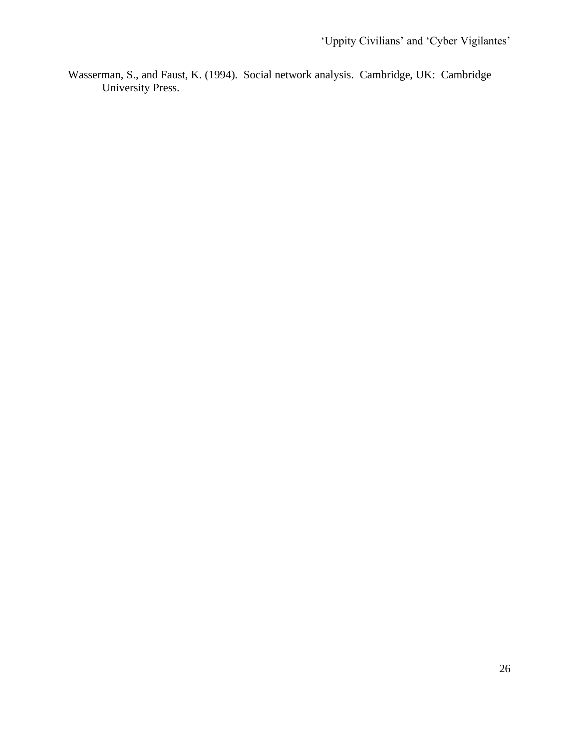Wasserman, S., and Faust, K. (1994). Social network analysis. Cambridge, UK: Cambridge University Press.